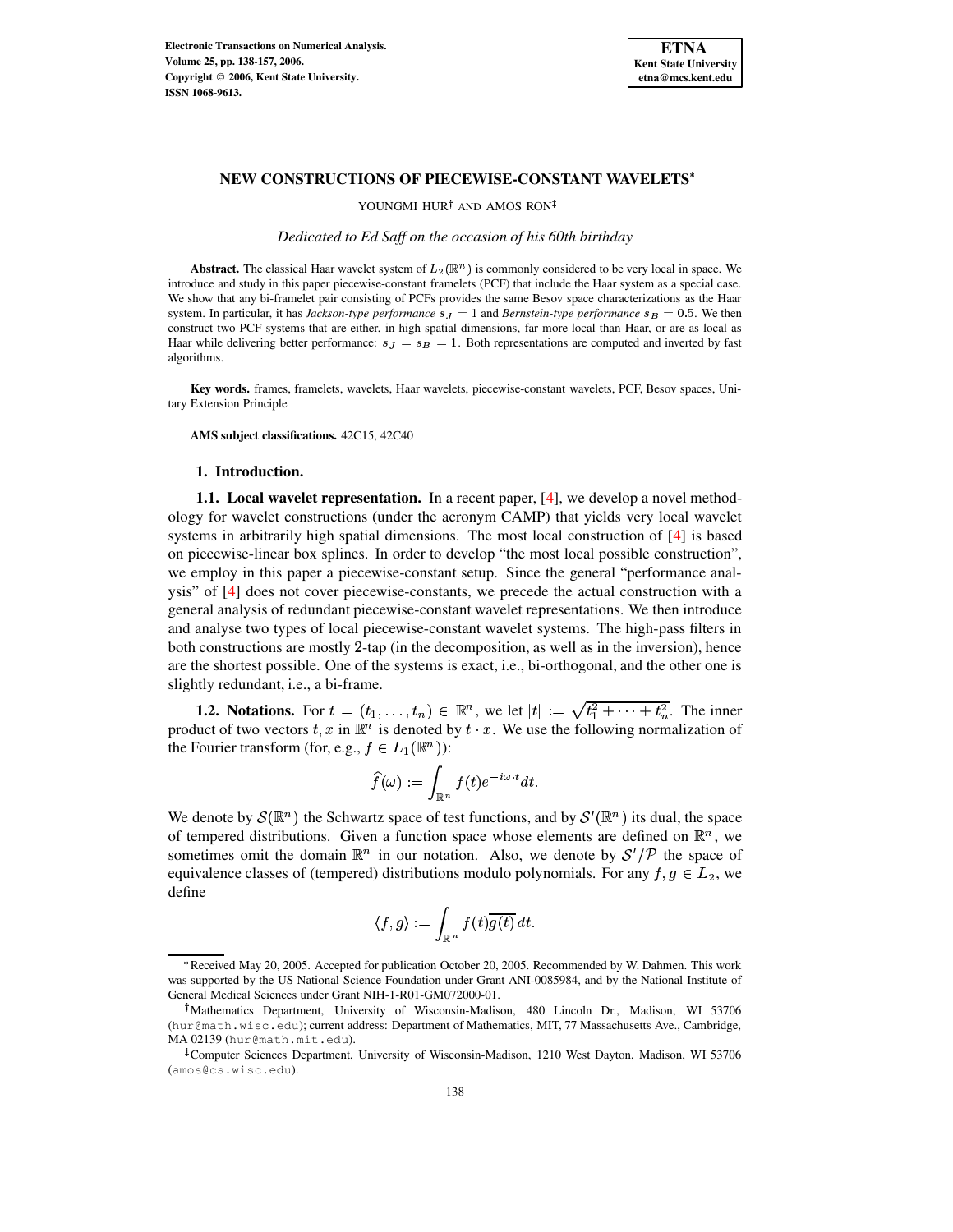# NEW CONSTRUCTIONS OF PIECEWISE-CONSTANT WAVELETS*

YOUNGMI HUR† AND AMOS RON‡

*Dedicated to Ed Saff on the occasion of his 60th birthday*

**Abstract.** The classical Haar wavelet system of $L_2(\mathbb{R}^n)$ is commonly considered to be very local in space. We introduce and study in this paper piecewise-constant framelets (PCF) that include the Haar system as a special case. We show that any bi-framelet pair consisting of PCFs provides the same Besov space characterizations as the Haar system. In particular, it has *Jackson-type performance* $s_J = 1$ and *Bernstein-type performance* $s_B = 0.5$. We then construct two PCF systems that are either, in high spatial dimensions, far more local than Haar, or are as local as Haar while delivering better performance: $s_J = s_B = 1$. Both representations are computed and inverted by fast algorithms.

**Key words.** frames, framelets, wavelets, Haar wavelets, piecewise-constant wavelets, PCF, Besov spaces, Unitary Extension Principle

**AMS subject classifications.** 42C15, 42C40

## 1. Introduction.

**1.1. Local wavelet representation.** In a recent paper, [4], we develop a novel methodology for wavelet constructions (under the acronym CAMP) that yields very local wavelet systems in arbitrarily high spatial dimensions. The most local construction of [4] is based on piecewise-linear box splines. In order to develop "the most local possible construction", we employ in this paper a piecewise-constant setup. Since the general "performance analysis" of [4] does not cover piecewise-constants, we precede the actual construction with a general analysis of redundant piecewise-constant wavelet representations. We then introduce and analyse two types of local piecewise-constant wavelet systems. The high-pass filters in both constructions are mostly 2-tap (in the decomposition, as well as in the inversion), hence are the shortest possible. One of the systems is exact, i.e., bi-orthogonal, and the other one is slightly redundant, i.e., a bi-frame.

**1.2. Notations.** For $t = (t_1, \ldots, t_n) \in \mathbb{R}^n$, we let $|t| := \sqrt{t_1^2 + \cdots + t_n^2}$. The inner product of two vectors $t, x$ in $\mathbb{R}^n$ is denoted by $t \cdot x$. We use the following normalization of the Fourier transform (for, e.g., $f \in L_1(\mathbb{R}^n)$):

$$\widehat{f}(\omega) := \int_{\mathbb{R}^n} f(t) e^{-i\omega \cdot t} dt.$$

We denote by $\mathcal{S}(\mathbb{R}^n)$ the Schwartz space of test functions, and by $\mathcal{S}'(\mathbb{R}^n)$ its dual, the space of tempered distributions. Given a function space whose elements are defined on $\mathbb{R}^n$, we sometimes omit the domain $\mathbb{R}^n$ in our notation. Also, we denote by $\mathcal{S}'/\mathcal{P}$ the space of equivalence classes of (tempered) distributions modulo polynomials. For any $f, g \in L_2$, we define

$$\langle f, g \rangle := \int_{\mathbb{R}^n} f(t)\overline{g(t)}\, dt.$$

---

*Received May 20, 2005. Accepted for publication October 20, 2005. Recommended by W. Dahmen. This work was supported by the US National Science Foundation under Grant ANI-0085984, and by the National Institute of General Medical Sciences under Grant NIH-1-R01-GM072000-01.

†Mathematics Department, University of Wisconsin-Madison, 480 Lincoln Dr., Madison, WI 53706 (hur@math.wisc.edu); current address: Department of Mathematics, MIT, 77 Massachusetts Ave., Cambridge, MA 02139 (hur@math.mit.edu).

‡Computer Sciences Department, University of Wisconsin-Madison, 1210 West Dayton, Madison, WI 53706 (amos@cs.wisc.edu).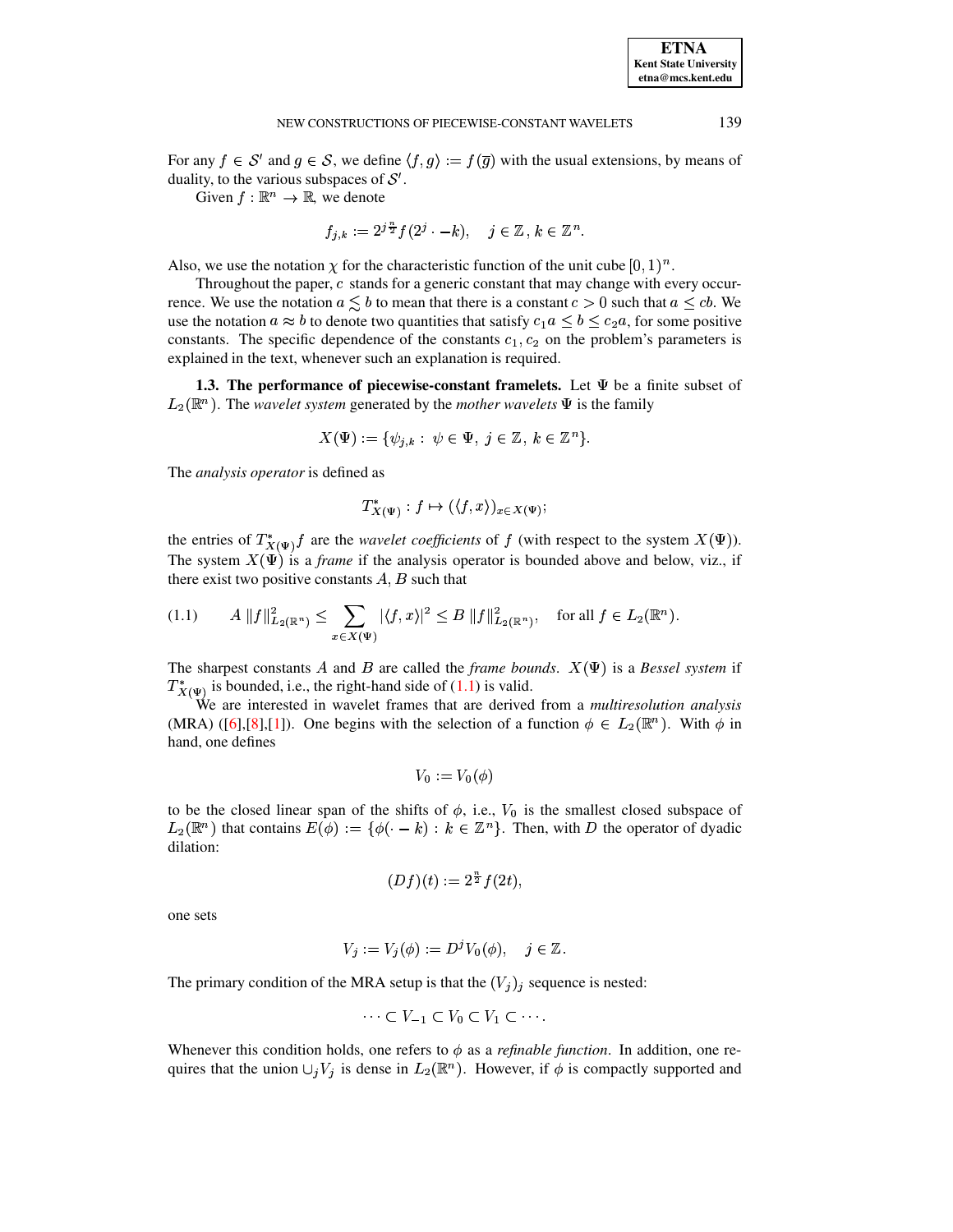For any $f \in \mathcal{S}'$ and $g \in \mathcal{S}$, we define $\langle f, g \rangle := f(\overline{g})$ with the usual extensions, by means of duality, to the various subspaces of $\mathcal{S}'$.

Given $f : \mathbb{R}^n \to \mathbb{R}$, we denote

$$f_{j,k} := 2^{j\frac{n}{2}} f(2^j \cdot -k), \quad j \in \mathbb{Z}, k \in \mathbb{Z}^n.$$

Also, we use the notation $\chi$ for the characteristic function of the unit cube $[0,1)^n$.

Throughout the paper, $c$ stands for a generic constant that may change with every occurrence. We use the notation $a \lesssim b$ to mean that there is a constant $c > 0$ such that $a \leq cb$. We use the notation $a \approx b$ to denote two quantities that satisfy $c_1 a \leq b \leq c_2 a$, for some positive constants. The specific dependence of the constants $c_1, c_2$ on the problem's parameters is explained in the text, whenever such an explanation is required.

**1.3. The performance of piecewise-constant framelets.** Let $\Psi$ be a finite subset of $L_2(\mathbb{R}^n)$. The *wavelet system* generated by the *mother wavelets* $\Psi$ is the family

$$X(\Psi) := \{\psi_{j,k} : \psi \in \Psi, j \in \mathbb{Z}, k \in \mathbb{Z}^n\}.$$

The *analysis operator* is defined as

$$T^*_{X(\Psi)} : f \mapsto (\langle f, x \rangle)_{x \in X(\Psi)};$$

the entries of $T^*_{X(\Psi)} f$ are the *wavelet coefficients* of $f$ (with respect to the system $X(\Psi)$). The system $X(\Psi)$ is a *frame* if the analysis operator is bounded above and below, viz., if there exist two positive constants $A, B$ such that

$$A \|f\|^2_{L_2(\mathbb{R}^n)} \leq \sum_{x \in X(\Psi)} |\langle f, x \rangle|^2 \leq B \|f\|^2_{L_2(\mathbb{R}^n)}, \quad \text{for all } f \in L_2(\mathbb{R}^n). \tag{1.1}$$

The sharpest constants $A$ and $B$ are called the *frame bounds*. $X(\Psi)$ is a *Bessel system* if $T^*_{X(\Psi)}$ is bounded, i.e., the right-hand side of (1.1) is valid.

We are interested in wavelet frames that are derived from a *multiresolution analysis* (MRA) ([6],[8],[1]). One begins with the selection of a function $\phi \in L_2(\mathbb{R}^n)$. With $\phi$ in hand, one defines

$$V_0 := V_0(\phi)$$

to be the closed linear span of the shifts of $\phi$, i.e., $V_0$ is the smallest closed subspace of $L_2(\mathbb{R}^n)$ that contains $E(\phi) := \{\phi(\cdot - k) : k \in \mathbb{Z}^n\}$. Then, with $D$ the operator of dyadic dilation:

$$(Df)(t) := 2^{\frac{n}{2}} f(2t),$$

one sets

$$V_j := V_j(\phi) := D^j V_0(\phi), \quad j \in \mathbb{Z}.$$

The primary condition of the MRA setup is that the $(V_j)_j$ sequence is nested:

$$\cdots \subset V_{-1} \subset V_0 \subset V_1 \subset \cdots.$$

Whenever this condition holds, one refers to $\phi$ as a *refinable function*. In addition, one requires that the union $\cup_j V_j$ is dense in $L_2(\mathbb{R}^n)$. However, if $\phi$ is compactly supported and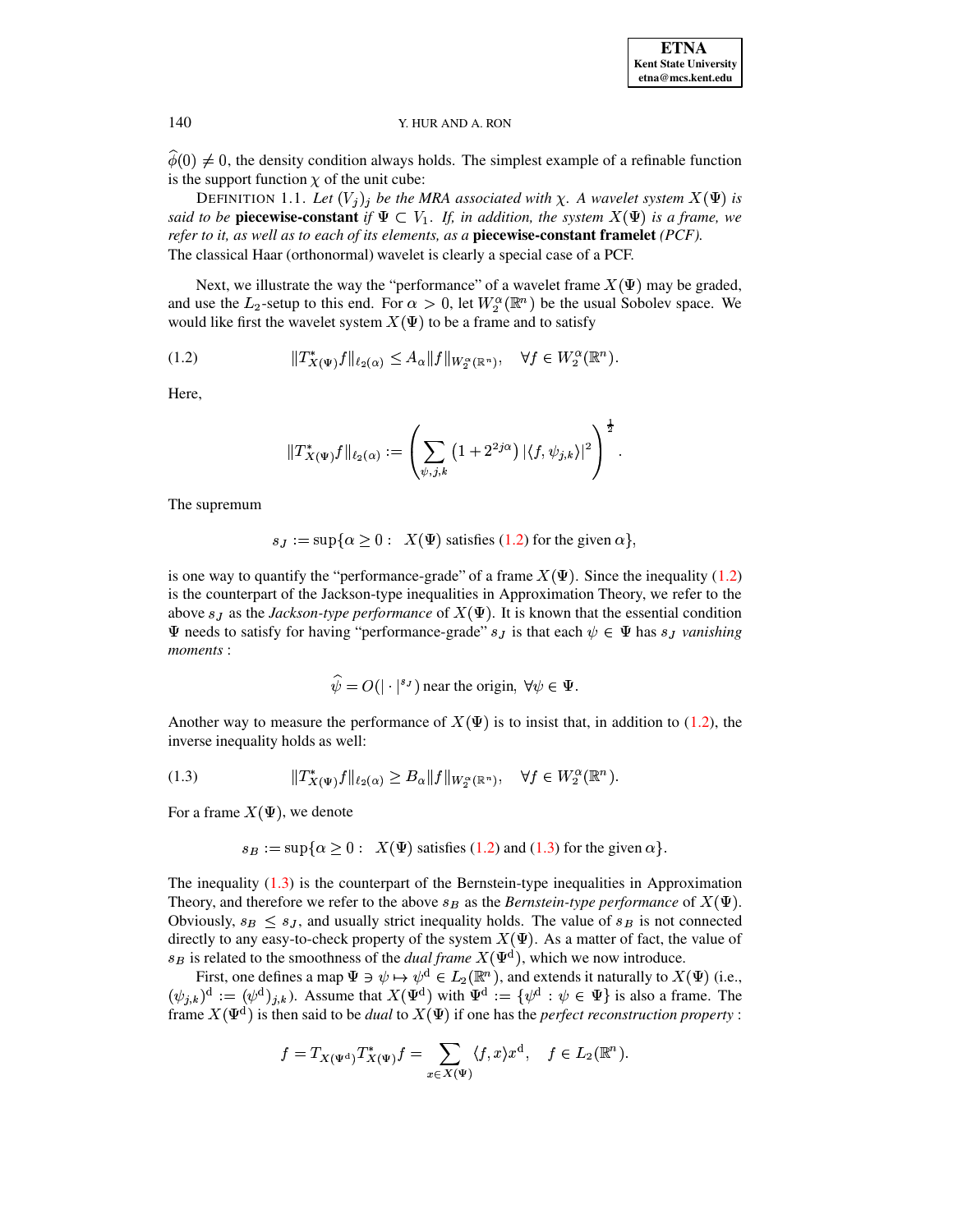$\widehat{\phi}(0) \neq 0$, the density condition always holds. The simplest example of a refinable function is the support function $\chi$ of the unit cube:

DEFINITION 1.1. *Let $(V_j)_j$ be the MRA associated with $\chi$. A wavelet system $X(\Psi)$ is said to be* **piecewise-constant** *if $\Psi \subset V_1$. If, in addition, the system $X(\Psi)$ is a frame, we refer to it, as well as to each of its elements, as a* **piecewise-constant framelet** *(PCF).*
The classical Haar (orthonormal) wavelet is clearly a special case of a PCF.

Next, we illustrate the way the "performance" of a wavelet frame $X(\Psi)$ may be graded, and use the $L_2$-setup to this end. For $\alpha > 0$, let $W_2^\alpha(\mathbb{R}^n)$ be the usual Sobolev space. We would like first the wavelet system $X(\Psi)$ to be a frame and to satisfy

$$\|T^*_{X(\Psi)} f\|_{\ell_2(\alpha)} \leq A_\alpha \|f\|_{W_2^\alpha(\mathbb{R}^n)}, \quad \forall f \in W_2^\alpha(\mathbb{R}^n). \tag{1.2}$$

Here,

$$\|T^*_{X(\Psi)} f\|_{\ell_2(\alpha)} := \left( \sum_{\psi,j,k} \left(1 + 2^{2j\alpha}\right) |\langle f, \psi_{j,k}\rangle|^2 \right)^{\frac{1}{2}}.$$

The supremum

$$s_J := \sup\{\alpha \geq 0 : \quad X(\Psi) \text{ satisfies (1.2) for the given } \alpha\},$$

is one way to quantify the "performance-grade" of a frame $X(\Psi)$. Since the inequality (1.2) is the counterpart of the Jackson-type inequalities in Approximation Theory, we refer to the above $s_J$ as the *Jackson-type performance* of $X(\Psi)$. It is known that the essential condition $\Psi$ needs to satisfy for having "performance-grade" $s_J$ is that each $\psi \in \Psi$ has $s_J$ *vanishing moments* :

$$\widehat{\psi} = O(|\cdot|^{s_J}) \text{ near the origin}, \ \forall \psi \in \Psi.$$

Another way to measure the performance of $X(\Psi)$ is to insist that, in addition to (1.2), the inverse inequality holds as well:

$$\|T^*_{X(\Psi)} f\|_{\ell_2(\alpha)} \geq B_\alpha \|f\|_{W_2^\alpha(\mathbb{R}^n)}, \quad \forall f \in W_2^\alpha(\mathbb{R}^n). \tag{1.3}$$

For a frame $X(\Psi)$, we denote

$$s_B := \sup\{\alpha \geq 0 : \quad X(\Psi) \text{ satisfies (1.2) and (1.3) for the given } \alpha\}.$$

The inequality (1.3) is the counterpart of the Bernstein-type inequalities in Approximation Theory, and therefore we refer to the above $s_B$ as the *Bernstein-type performance* of $X(\Psi)$. Obviously, $s_B \leq s_J$, and usually strict inequality holds. The value of $s_B$ is not connected directly to any easy-to-check property of the system $X(\Psi)$. As a matter of fact, the value of $s_B$ is related to the smoothness of the *dual frame* $X(\Psi^{\mathrm{d}})$, which we now introduce.

First, one defines a map $\Psi \ni \psi \mapsto \psi^{\mathrm{d}} \in L_2(\mathbb{R}^n)$, and extends it naturally to $X(\Psi)$ (i.e., $(\psi_{j,k})^{\mathrm{d}} := (\psi^{\mathrm{d}})_{j,k}$). Assume that $X(\Psi^{\mathrm{d}})$ with $\Psi^{\mathrm{d}} := \{\psi^{\mathrm{d}} : \psi \in \Psi\}$ is also a frame. The frame $X(\Psi^{\mathrm{d}})$ is then said to be *dual* to $X(\Psi)$ if one has the *perfect reconstruction property* :

$$f = T_{X(\Psi^{\mathrm{d}})} T^*_{X(\Psi)} f = \sum_{x \in X(\Psi)} \langle f, x\rangle x^{\mathrm{d}}, \quad f \in L_2(\mathbb{R}^n).$$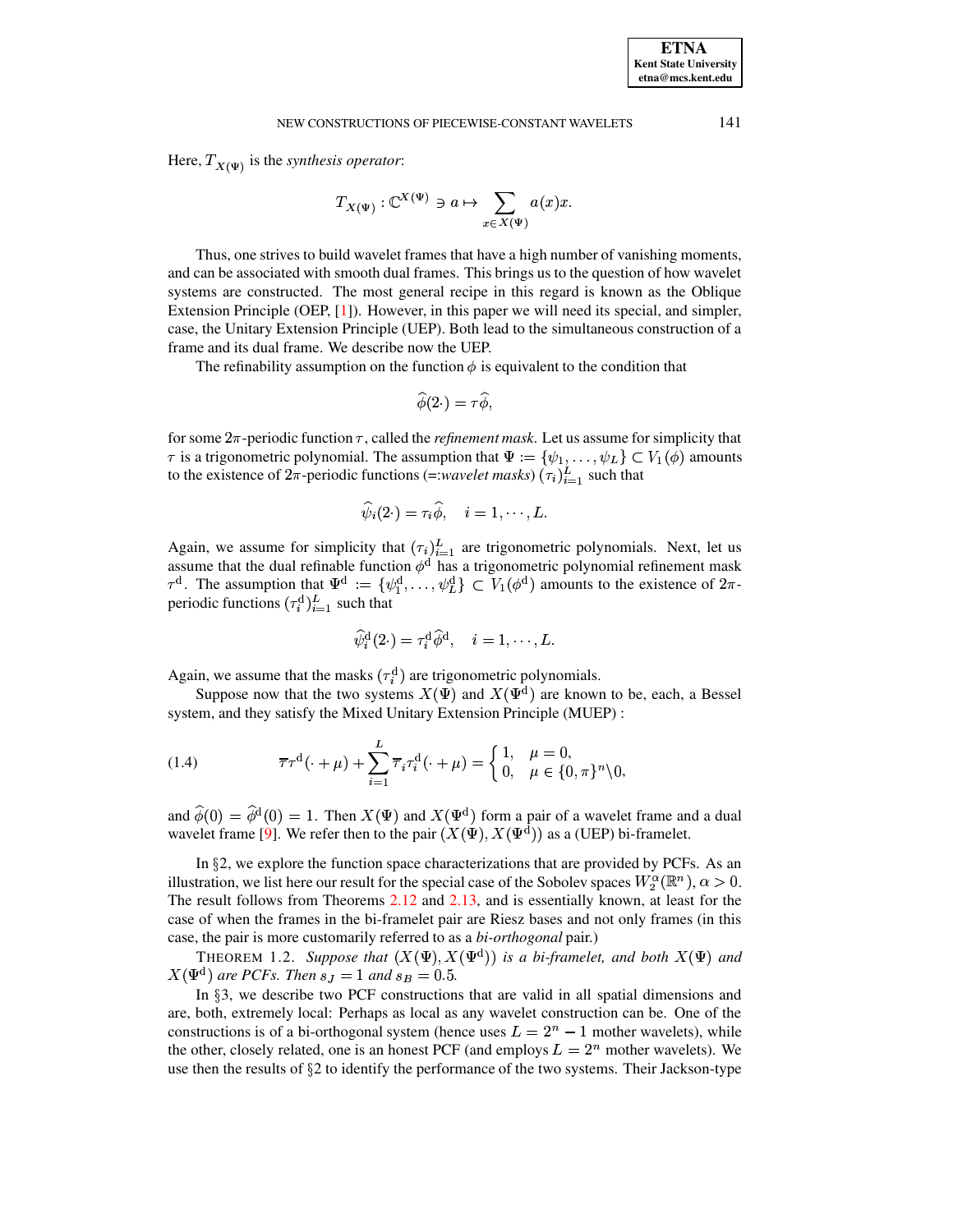Here, $T_{X(\Psi)}$ is the *synthesis operator*:

$$T_{X(\Psi)} : \mathbb{C}^{X(\Psi)} \ni a \mapsto \sum_{x \in X(\Psi)} a(x)x.$$

Thus, one strives to build wavelet frames that have a high number of vanishing moments, and can be associated with smooth dual frames. This brings us to the question of how wavelet systems are constructed. The most general recipe in this regard is known as the Oblique Extension Principle (OEP, [1]). However, in this paper we will need its special, and simpler, case, the Unitary Extension Principle (UEP). Both lead to the simultaneous construction of a frame and its dual frame. We describe now the UEP.

The refinability assumption on the function $\phi$ is equivalent to the condition that

$$\widehat{\phi}(2\cdot) = \tau \widehat{\phi},$$

for some $2\pi$-periodic function $\tau$, called the *refinement mask*. Let us assume for simplicity that $\tau$ is a trigonometric polynomial. The assumption that $\Psi := \{\psi_1, \ldots, \psi_L\} \subset V_1(\phi)$ amounts to the existence of $2\pi$-periodic functions (=:*wavelet masks*) $(\tau_i)_{i=1}^L$ such that

$$\widehat{\psi}_i(2\cdot) = \tau_i \widehat{\phi}, \quad i = 1, \cdots, L.$$

Again, we assume for simplicity that $(\tau_i)_{i=1}^L$ are trigonometric polynomials. Next, let us assume that the dual refinable function $\phi^{\mathrm{d}}$ has a trigonometric polynomial refinement mask $\tau^{\mathrm{d}}$. The assumption that $\Psi^{\mathrm{d}} := \{\psi_1^{\mathrm{d}}, \ldots, \psi_L^{\mathrm{d}}\} \subset V_1(\phi^{\mathrm{d}})$ amounts to the existence of $2\pi$-periodic functions $(\tau_i^{\mathrm{d}})_{i=1}^L$ such that

$$\widehat{\psi}_i^{\mathrm{d}}(2\cdot) = \tau_i^{\mathrm{d}} \widehat{\phi}^{\mathrm{d}}, \quad i = 1, \cdots, L.$$

Again, we assume that the masks $(\tau_i^{\mathrm{d}})$ are trigonometric polynomials.

Suppose now that the two systems $X(\Psi)$ and $X(\Psi^{\mathrm{d}})$ are known to be, each, a Bessel system, and they satisfy the Mixed Unitary Extension Principle (MUEP) :

$$\overline{\tau}\tau^{\mathrm{d}}(\cdot + \mu) + \sum_{i=1}^{L} \overline{\tau}_i \tau_i^{\mathrm{d}}(\cdot + \mu) = \begin{cases} 1, & \mu = 0, \\ 0, & \mu \in \{0, \pi\}^n \backslash 0, \end{cases} \tag{1.4}$$

and $\widehat{\phi}(0) = \widehat{\phi}^{\mathrm{d}}(0) = 1$. Then $X(\Psi)$ and $X(\Psi^{\mathrm{d}})$ form a pair of a wavelet frame and a dual wavelet frame [9]. We refer then to the pair $(X(\Psi), X(\Psi^{\mathrm{d}}))$ as a (UEP) bi-framelet.

In §2, we explore the function space characterizations that are provided by PCFs. As an illustration, we list here our result for the special case of the Sobolev spaces $W_2^\alpha(\mathbb{R}^n)$, $\alpha > 0$. The result follows from Theorems 2.12 and 2.13, and is essentially known, at least for the case of when the frames in the bi-framelet pair are Riesz bases and not only frames (in this case, the pair is more customarily referred to as a *bi-orthogonal* pair.)

THEOREM 1.2. *Suppose that $(X(\Psi), X(\Psi^{\mathrm{d}}))$ is a bi-framelet, and both $X(\Psi)$ and $X(\Psi^{\mathrm{d}})$ are PCFs. Then $s_J = 1$ and $s_B = 0.5$.*

In §3, we describe two PCF constructions that are valid in all spatial dimensions and are, both, extremely local: Perhaps as local as any wavelet construction can be. One of the constructions is of a bi-orthogonal system (hence uses $L = 2^n - 1$ mother wavelets), while the other, closely related, one is an honest PCF (and employs $L = 2^n$ mother wavelets). We use then the results of §2 to identify the performance of the two systems. Their Jackson-type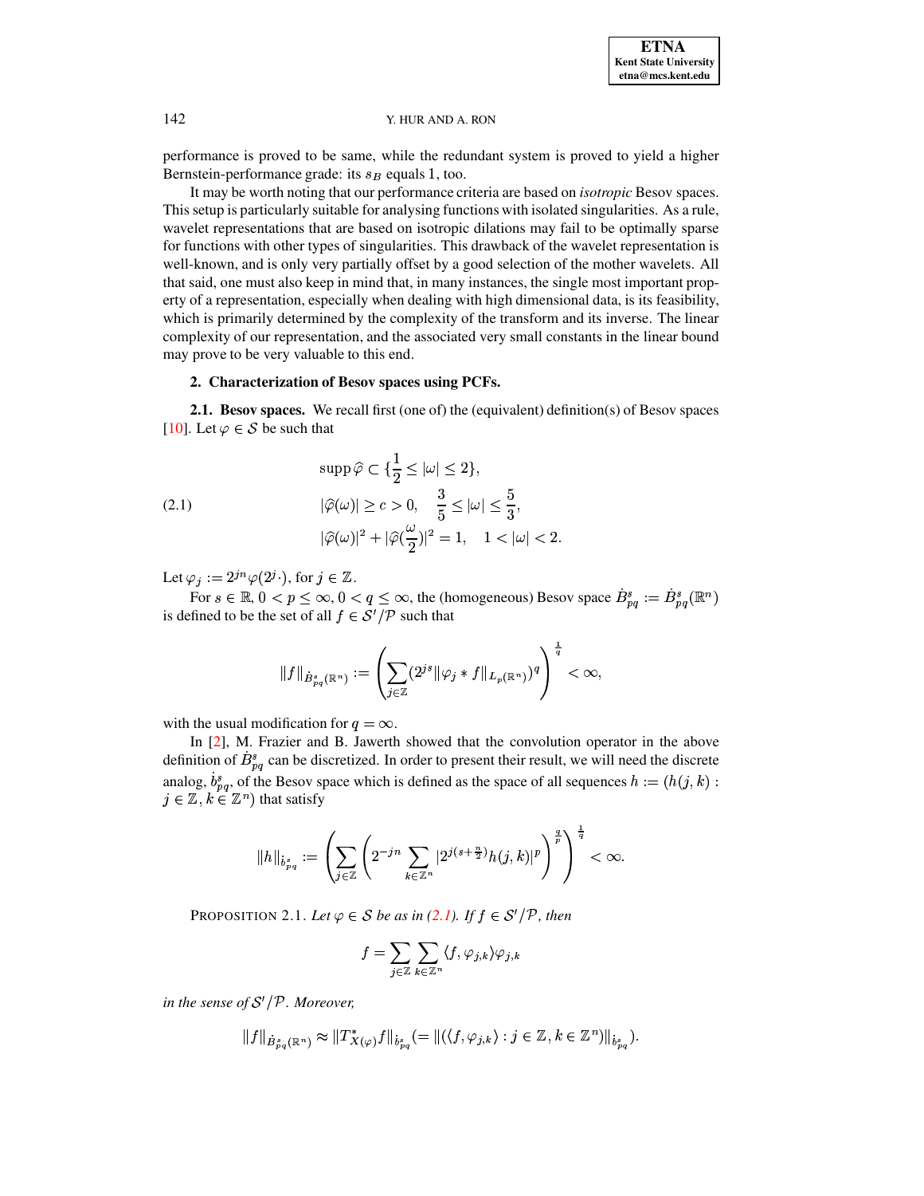performance is proved to be same, while the redundant system is proved to yield a higher Bernstein-performance grade: its $s_B$ equals 1, too.

It may be worth noting that our performance criteria are based on *isotropic* Besov spaces. This setup is particularly suitable for analysing functions with isolated singularities. As a rule, wavelet representations that are based on isotropic dilations may fail to be optimally sparse for functions with other types of singularities. This drawback of the wavelet representation is well-known, and is only very partially offset by a good selection of the mother wavelets. All that said, one must also keep in mind that, in many instances, the single most important property of a representation, especially when dealing with high dimensional data, is its feasibility, which is primarily determined by the complexity of the transform and its inverse. The linear complexity of our representation, and the associated very small constants in the linear bound may prove to be very valuable to this end.

## 2. Characterization of Besov spaces using PCFs.

**2.1. Besov spaces.** We recall first (one of) the (equivalent) definition(s) of Besov spaces [10]. Let $\varphi \in \mathcal{S}$ be such that

$$
\begin{aligned}
&\operatorname{supp}\widehat{\varphi} \subset \{\frac{1}{2} \le |\omega| \le 2\},\\
&|\widehat{\varphi}(\omega)| \ge c > 0, \quad \frac{3}{5} \le |\omega| \le \frac{5}{3},\\
&|\widehat{\varphi}(\omega)|^2 + |\widehat{\varphi}(\frac{\omega}{2})|^2 = 1, \quad 1 < |\omega| < 2.
\end{aligned}
\tag{2.1}
$$

Let $\varphi_j := 2^{jn}\varphi(2^j\cdot)$, for $j \in \mathbb{Z}$.

For $s \in \mathbb{R}$, $0 < p \le \infty$, $0 < q \le \infty$, the (homogeneous) Besov space $\dot{B}^s_{pq} := \dot{B}^s_{pq}(\mathbb{R}^n)$ is defined to be the set of all $f \in \mathcal{S}'/\mathcal{P}$ such that

$$
\|f\|_{\dot{B}^s_{pq}(\mathbb{R}^n)} := \left(\sum_{j\in\mathbb{Z}} (2^{js}\|\varphi_j * f\|_{L_p(\mathbb{R}^n)})^q\right)^{\frac{1}{q}} < \infty,
$$

with the usual modification for $q = \infty$.

In [2], M. Frazier and B. Jawerth showed that the convolution operator in the above definition of $\dot{B}^s_{pq}$ can be discretized. In order to present their result, we will need the discrete analog, $\dot{b}^s_{pq}$, of the Besov space which is defined as the space of all sequences $h := (h(j,k) : j \in \mathbb{Z}, k \in \mathbb{Z}^n)$ that satisfy

$$
\|h\|_{\dot{b}^s_{pq}} := \left(\sum_{j\in\mathbb{Z}} \left(2^{-jn} \sum_{k\in\mathbb{Z}^n} |2^{j(s+\frac{n}{2})} h(j,k)|^p\right)^{\frac{q}{p}}\right)^{\frac{1}{q}} < \infty.
$$

PROPOSITION 2.1. *Let $\varphi \in \mathcal{S}$ be as in (2.1). If $f \in \mathcal{S}'/\mathcal{P}$, then*

$$
f = \sum_{j\in\mathbb{Z}} \sum_{k\in\mathbb{Z}^n} \langle f, \varphi_{j,k}\rangle \varphi_{j,k}
$$

*in the sense of $\mathcal{S}'/\mathcal{P}$. Moreover,*

$$
\|f\|_{\dot{B}^s_{pq}(\mathbb{R}^n)} \approx \|T^*_{X(\varphi)} f\|_{\dot{b}^s_{pq}} (= \|(\langle f, \varphi_{j,k}\rangle : j \in \mathbb{Z}, k \in \mathbb{Z}^n)\|_{\dot{b}^s_{pq}}).
$$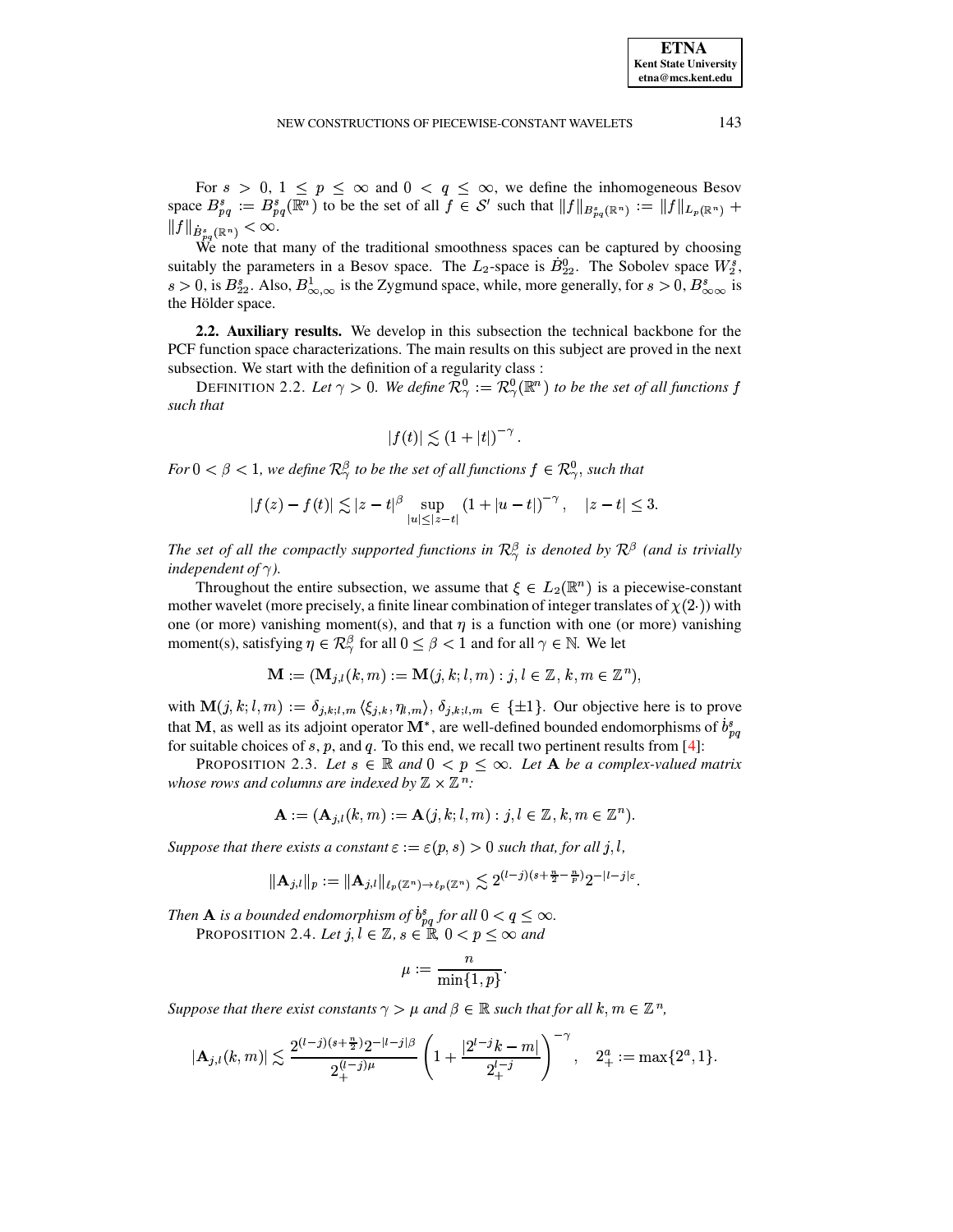For $s > 0$, $1 \leq p \leq \infty$ and $0 < q \leq \infty$, we define the inhomogeneous Besov space $B^s_{pq} := B^s_{pq}(\mathbb{R}^n)$ to be the set of all $f \in \mathcal{S}'$ such that $\|f\|_{B^s_{pq}(\mathbb{R}^n)} := \|f\|_{L_p(\mathbb{R}^n)} + \|f\|_{\dot{B}^s_{pq}(\mathbb{R}^n)} < \infty$.

We note that many of the traditional smoothness spaces can be captured by choosing suitably the parameters in a Besov space. The $L_2$-space is $\dot{B}^0_{22}$. The Sobolev space $W^s_2$, $s > 0$, is $B^s_{22}$. Also, $B^1_{\infty,\infty}$ is the Zygmund space, while, more generally, for $s > 0$, $B^s_{\infty\infty}$ is the Hölder space.

**2.2. Auxiliary results.** We develop in this subsection the technical backbone for the PCF function space characterizations. The main results on this subject are proved in the next subsection. We start with the definition of a regularity class :

DEFINITION 2.2. *Let $\gamma > 0$. We define $\mathcal{R}^0_\gamma := \mathcal{R}^0_\gamma(\mathbb{R}^n)$ to be the set of all functions $f$ such that*

$$|f(t)| \lesssim (1 + |t|)^{-\gamma}.$$

*For $0 < \beta < 1$, we define $\mathcal{R}^\beta_\gamma$ to be the set of all functions $f \in \mathcal{R}^0_\gamma$, such that*

$$|f(z) - f(t)| \lesssim |z - t|^\beta \sup_{|u| \leq |z-t|} (1 + |u - t|)^{-\gamma}, \quad |z - t| \leq 3.$$

*The set of all the compactly supported functions in $\mathcal{R}^\beta_\gamma$ is denoted by $\mathcal{R}^\beta$ (and is trivially independent of $\gamma$).*

Throughout the entire subsection, we assume that $\xi \in L_2(\mathbb{R}^n)$ is a piecewise-constant mother wavelet (more precisely, a finite linear combination of integer translates of $\chi(2\cdot)$) with one (or more) vanishing moment(s), and that $\eta$ is a function with one (or more) vanishing moment(s), satisfying $\eta \in \mathcal{R}^\beta_\gamma$ for all $0 \leq \beta < 1$ and for all $\gamma \in \mathbb{N}$. We let

$$\mathbf{M} := (\mathbf{M}_{j,l}(k, m) := \mathbf{M}(j, k; l, m) : j, l \in \mathbb{Z}, k, m \in \mathbb{Z}^n),$$

with $\mathbf{M}(j, k; l, m) := \delta_{j,k;l,m} \langle \xi_{j,k}, \eta_{l,m} \rangle$, $\delta_{j,k;l,m} \in \{\pm 1\}$. Our objective here is to prove that $\mathbf{M}$, as well as its adjoint operator $\mathbf{M}^*$, are well-defined bounded endomorphisms of $\dot{b}^s_{pq}$ for suitable choices of $s$, $p$, and $q$. To this end, we recall two pertinent results from [4]:

PROPOSITION 2.3. *Let $s \in \mathbb{R}$ and $0 < p \leq \infty$. Let $\mathbf{A}$ be a complex-valued matrix whose rows and columns are indexed by $\mathbb{Z} \times \mathbb{Z}^n$:*

$$\mathbf{A} := (\mathbf{A}_{j,l}(k, m) := \mathbf{A}(j, k; l, m) : j, l \in \mathbb{Z}, k, m \in \mathbb{Z}^n).$$

*Suppose that there exists a constant $\varepsilon := \varepsilon(p, s) > 0$ such that, for all $j, l$,*

$$\|\mathbf{A}_{j,l}\|_p := \|\mathbf{A}_{j,l}\|_{\ell_p(\mathbb{Z}^n) \to \ell_p(\mathbb{Z}^n)} \lesssim 2^{(l-j)(s + \frac{n}{2} - \frac{n}{p})} 2^{-|l-j|\varepsilon}.$$

*Then $\mathbf{A}$ is a bounded endomorphism of $\dot{b}^s_{pq}$ for all $0 < q \leq \infty$.*

PROPOSITION 2.4. *Let $j, l \in \mathbb{Z}$, $s \in \mathbb{R}$, $0 < p \leq \infty$ and*

$$\mu := \frac{n}{\min\{1, p\}}.$$

*Suppose that there exist constants $\gamma > \mu$ and $\beta \in \mathbb{R}$ such that for all $k, m \in \mathbb{Z}^n$,*

$$|\mathbf{A}_{j,l}(k, m)| \lesssim \frac{2^{(l-j)(s+\frac{n}{2})} 2^{-|l-j|\beta}}{2_+^{(l-j)\mu}} \left(1 + \frac{|2^{l-j}k - m|}{2_+^{l-j}}\right)^{-\gamma}, \quad 2^a_+ := \max\{2^a, 1\}.$$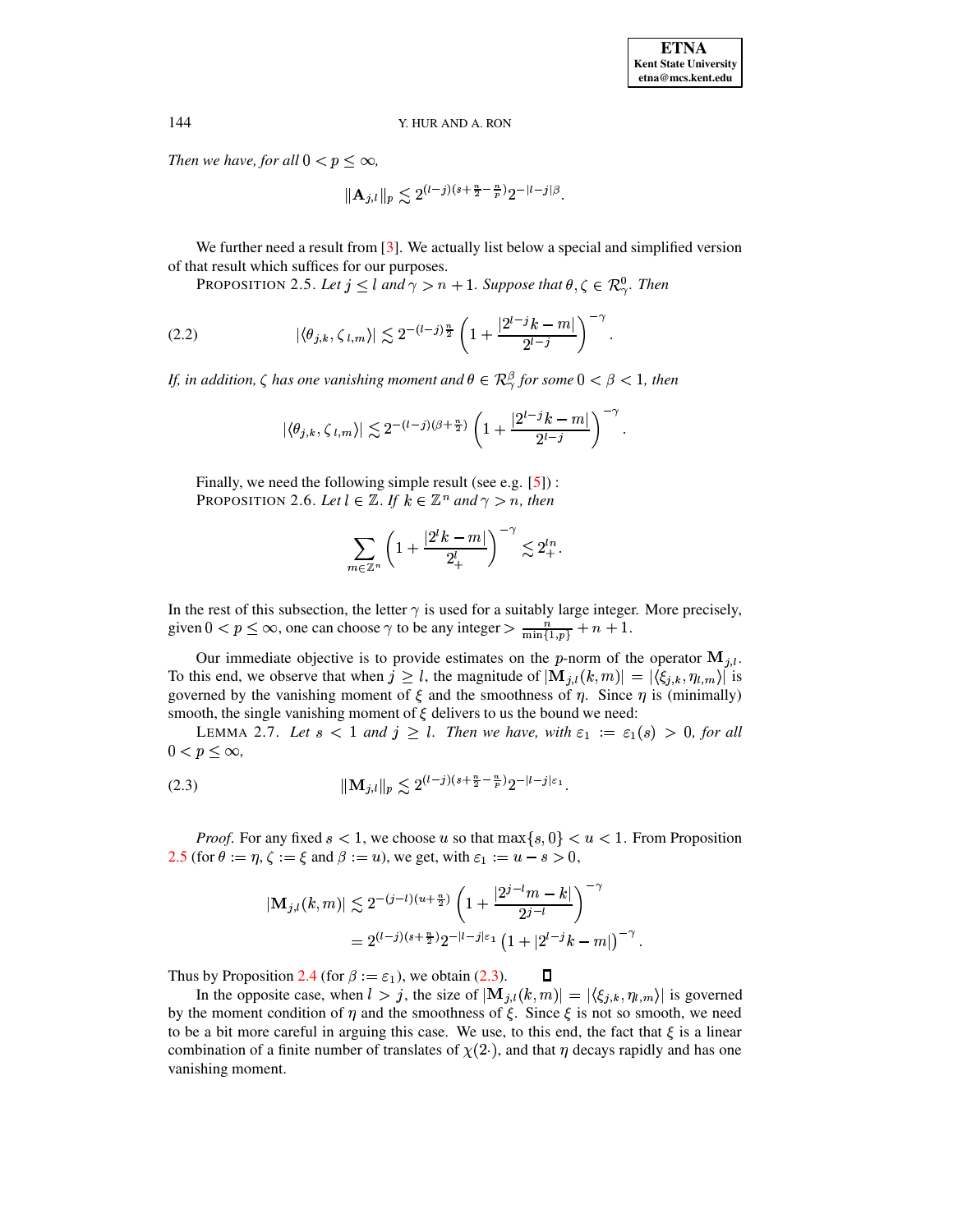*Then we have, for all $0 < p \le \infty$,*

$$\|\mathbf{A}_{j,l}\|_p \lesssim 2^{(l-j)(s+\frac{n}{2}-\frac{n}{p})} 2^{-|l-j|\beta}.$$

We further need a result from [3]. We actually list below a special and simplified version of that result which suffices for our purposes.

PROPOSITION 2.5. *Let $j \le l$ and $\gamma > n+1$. Suppose that $\theta, \zeta \in \mathcal{R}^0_\gamma$. Then*

$$|\langle \theta_{j,k}, \zeta_{\,l,m} \rangle| \lesssim 2^{-(l-j)\frac{n}{2}} \left(1 + \frac{|2^{l-j}k - m|}{2^{l-j}}\right)^{-\gamma}. \tag{2.2}$$

*If, in addition, $\zeta$ has one vanishing moment and $\theta \in \mathcal{R}^\beta_\gamma$ for some $0 < \beta < 1$, then*

$$|\langle \theta_{j,k}, \zeta_{\,l,m} \rangle| \lesssim 2^{-(l-j)(\beta+\frac{n}{2})} \left(1 + \frac{|2^{l-j}k - m|}{2^{l-j}}\right)^{-\gamma}.$$

Finally, we need the following simple result (see e.g. [5]) :

PROPOSITION 2.6. *Let $l \in \mathbb{Z}$. If $k \in \mathbb{Z}^n$ and $\gamma > n$, then*

$$\sum_{m \in \mathbb{Z}^n} \left(1 + \frac{|2^l k - m|}{2^l_+}\right)^{-\gamma} \lesssim 2^{ln}_+.$$

In the rest of this subsection, the letter $\gamma$ is used for a suitably large integer. More precisely, given $0 < p \le \infty$, one can choose $\gamma$ to be any integer $> \frac{n}{\min\{1,p\}} + n + 1$.

Our immediate objective is to provide estimates on the $p$-norm of the operator $\mathbf{M}_{j,l}$. To this end, we observe that when $j \ge l$, the magnitude of $|\mathbf{M}_{j,l}(k,m)| = |\langle \xi_{j,k}, \eta_{l,m} \rangle|$ is governed by the vanishing moment of $\xi$ and the smoothness of $\eta$. Since $\eta$ is (minimally) smooth, the single vanishing moment of $\xi$ delivers to us the bound we need:

LEMMA 2.7. *Let $s < 1$ and $j \ge l$. Then we have, with $\varepsilon_1 := \varepsilon_1(s) > 0$, for all $0 < p \le \infty$,*

$$\|\mathbf{M}_{j,l}\|_p \lesssim 2^{(l-j)(s+\frac{n}{2}-\frac{n}{p})} 2^{-|l-j|\varepsilon_1}. \tag{2.3}$$

*Proof.* For any fixed $s < 1$, we choose $u$ so that $\max\{s, 0\} < u < 1$. From Proposition 2.5 (for $\theta := \eta, \zeta := \xi$ and $\beta := u$), we get, with $\varepsilon_1 := u - s > 0$,

$$\begin{aligned}
|\mathbf{M}_{j,l}(k,m)| &\lesssim 2^{-(j-l)(u+\frac{n}{2})} \left(1 + \frac{|2^{j-l}m - k|}{2^{j-l}}\right)^{-\gamma} \\
&= 2^{(l-j)(s+\frac{n}{2})} 2^{-|l-j|\varepsilon_1} \left(1 + |2^{l-j}k - m|\right)^{-\gamma}.
\end{aligned}$$

Thus by Proposition 2.4 (for $\beta := \varepsilon_1$), we obtain (2.3). ∎

In the opposite case, when $l > j$, the size of $|\mathbf{M}_{j,l}(k,m)| = |\langle \xi_{j,k}, \eta_{l,m} \rangle|$ is governed by the moment condition of $\eta$ and the smoothness of $\xi$. Since $\xi$ is not so smooth, we need to be a bit more careful in arguing this case. We use, to this end, the fact that $\xi$ is a linear combination of a finite number of translates of $\chi(2\cdot)$, and that $\eta$ decays rapidly and has one vanishing moment.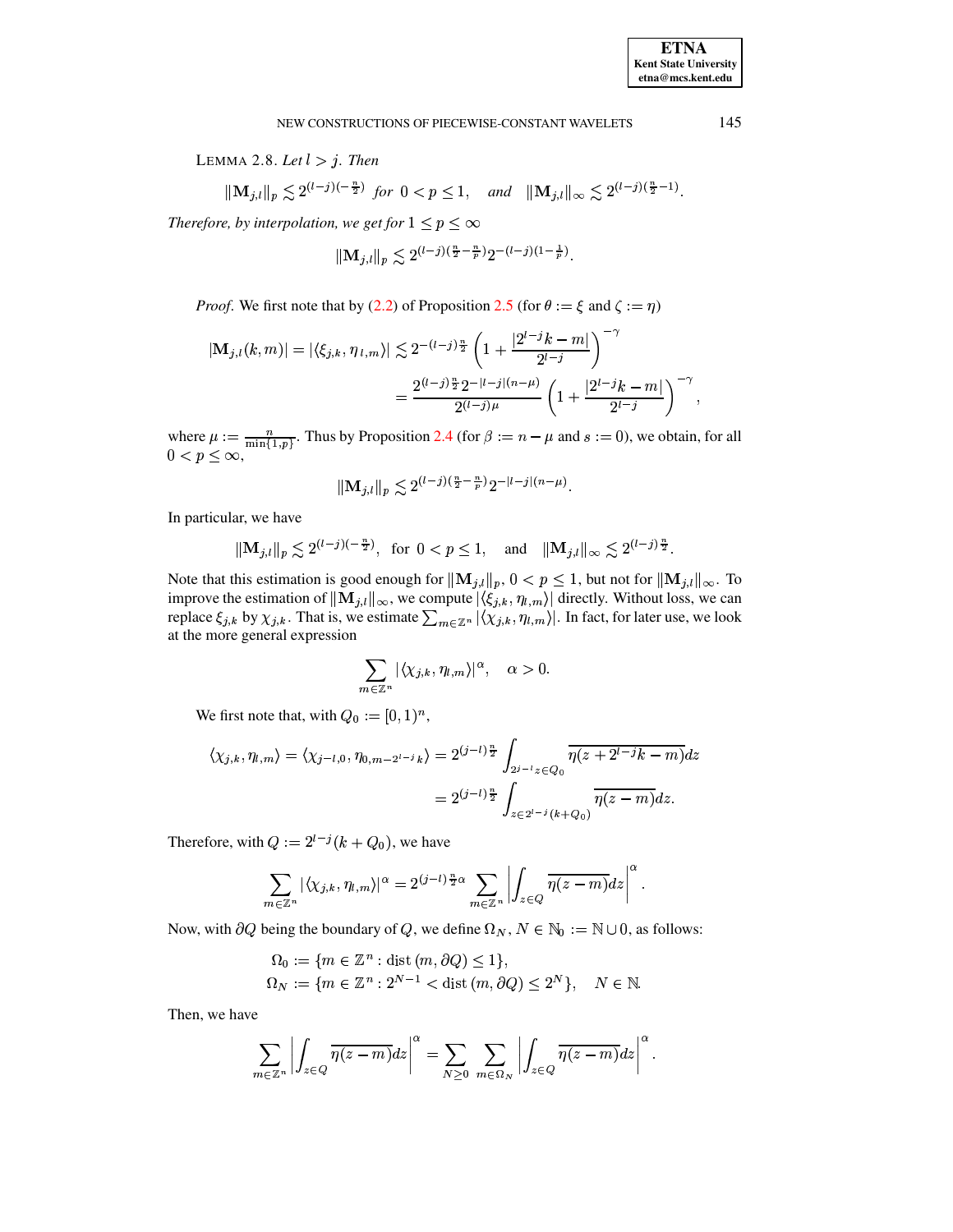LEMMA 2.8. *Let $l > j$. Then*

$$\|\mathbf{M}_{j,l}\|_p \lesssim 2^{(l-j)(-\frac{n}{2})} \text{ for } 0 < p \le 1, \quad \text{and} \quad \|\mathbf{M}_{j,l}\|_\infty \lesssim 2^{(l-j)(\frac{n}{2}-1)}.$$

*Therefore, by interpolation, we get for $1 \le p \le \infty$*

$$\|\mathbf{M}_{j,l}\|_p \lesssim 2^{(l-j)(\frac{n}{2}-\frac{n}{p})} 2^{-(l-j)(1-\frac{1}{p})}.$$

*Proof.* We first note that by (2.2) of Proposition 2.5 (for $\theta := \xi$ and $\zeta := \eta$)

$$|\mathbf{M}_{j,l}(k,m)| = |\langle \xi_{j,k}, \eta_{l,m}\rangle| \lesssim 2^{-(l-j)\frac{n}{2}} \left(1 + \frac{|2^{l-j}k - m|}{2^{l-j}}\right)^{-\gamma}$$
$$= \frac{2^{(l-j)\frac{n}{2}} 2^{-|l-j|(n-\mu)}}{2^{(l-j)\mu}} \left(1 + \frac{|2^{l-j}k - m|}{2^{l-j}}\right)^{-\gamma},$$

where $\mu := \frac{n}{\min\{1,p\}}$. Thus by Proposition 2.4 (for $\beta := n-\mu$ and $s := 0$), we obtain, for all $0 < p \le \infty$,

$$\|\mathbf{M}_{j,l}\|_p \lesssim 2^{(l-j)(\frac{n}{2}-\frac{n}{p})} 2^{-|l-j|(n-\mu)}.$$

In particular, we have

$$\|\mathbf{M}_{j,l}\|_p \lesssim 2^{(l-j)(-\frac{n}{2})}, \text{ for } 0 < p \le 1, \quad \text{and} \quad \|\mathbf{M}_{j,l}\|_\infty \lesssim 2^{(l-j)\frac{n}{2}}.$$

Note that this estimation is good enough for $\|\mathbf{M}_{j,l}\|_p$, $0 < p \le 1$, but not for $\|\mathbf{M}_{j,l}\|_\infty$. To improve the estimation of $\|\mathbf{M}_{j,l}\|_\infty$, we compute $|\langle \xi_{j,k}, \eta_{l,m}\rangle|$ directly. Without loss, we can replace $\xi_{j,k}$ by $\chi_{j,k}$. That is, we estimate $\sum_{m\in\mathbb{Z}^n} |\langle \chi_{j,k}, \eta_{l,m}\rangle|$. In fact, for later use, we look at the more general expression

$$\sum_{m\in\mathbb{Z}^n} |\langle \chi_{j,k}, \eta_{l,m}\rangle|^\alpha, \quad \alpha > 0.$$

We first note that, with $Q_0 := [0,1)^n$,

$$\langle \chi_{j,k}, \eta_{l,m}\rangle = \langle \chi_{j-l,0}, \eta_{0,m-2^{l-j}k}\rangle = 2^{(j-l)\frac{n}{2}} \int_{2^{j-l}z\in Q_0} \overline{\eta(z + 2^{l-j}k - m)}dz$$
$$= 2^{(j-l)\frac{n}{2}} \int_{z\in 2^{l-j}(k+Q_0)} \overline{\eta(z-m)}dz.$$

Therefore, with $Q := 2^{l-j}(k+Q_0)$, we have

$$\sum_{m\in\mathbb{Z}^n} |\langle \chi_{j,k}, \eta_{l,m}\rangle|^\alpha = 2^{(j-l)\frac{n}{2}\alpha} \sum_{m\in\mathbb{Z}^n} \left|\int_{z\in Q} \overline{\eta(z-m)}dz\right|^\alpha.$$

Now, with $\partial Q$ being the boundary of $Q$, we define $\Omega_N$, $N \in \mathbb{N}_0 := \mathbb{N}\cup 0$, as follows:

$$\Omega_0 := \{m \in \mathbb{Z}^n : \text{dist}\,(m, \partial Q) \le 1\},$$
$$\Omega_N := \{m \in \mathbb{Z}^n : 2^{N-1} < \text{dist}\,(m, \partial Q) \le 2^N\}, \quad N \in \mathbb{N}.$$

Then, we have

$$\sum_{m\in\mathbb{Z}^n} \left|\int_{z\in Q} \overline{\eta(z-m)}dz\right|^\alpha = \sum_{N\ge 0} \sum_{m\in\Omega_N} \left|\int_{z\in Q} \overline{\eta(z-m)}dz\right|^\alpha.$$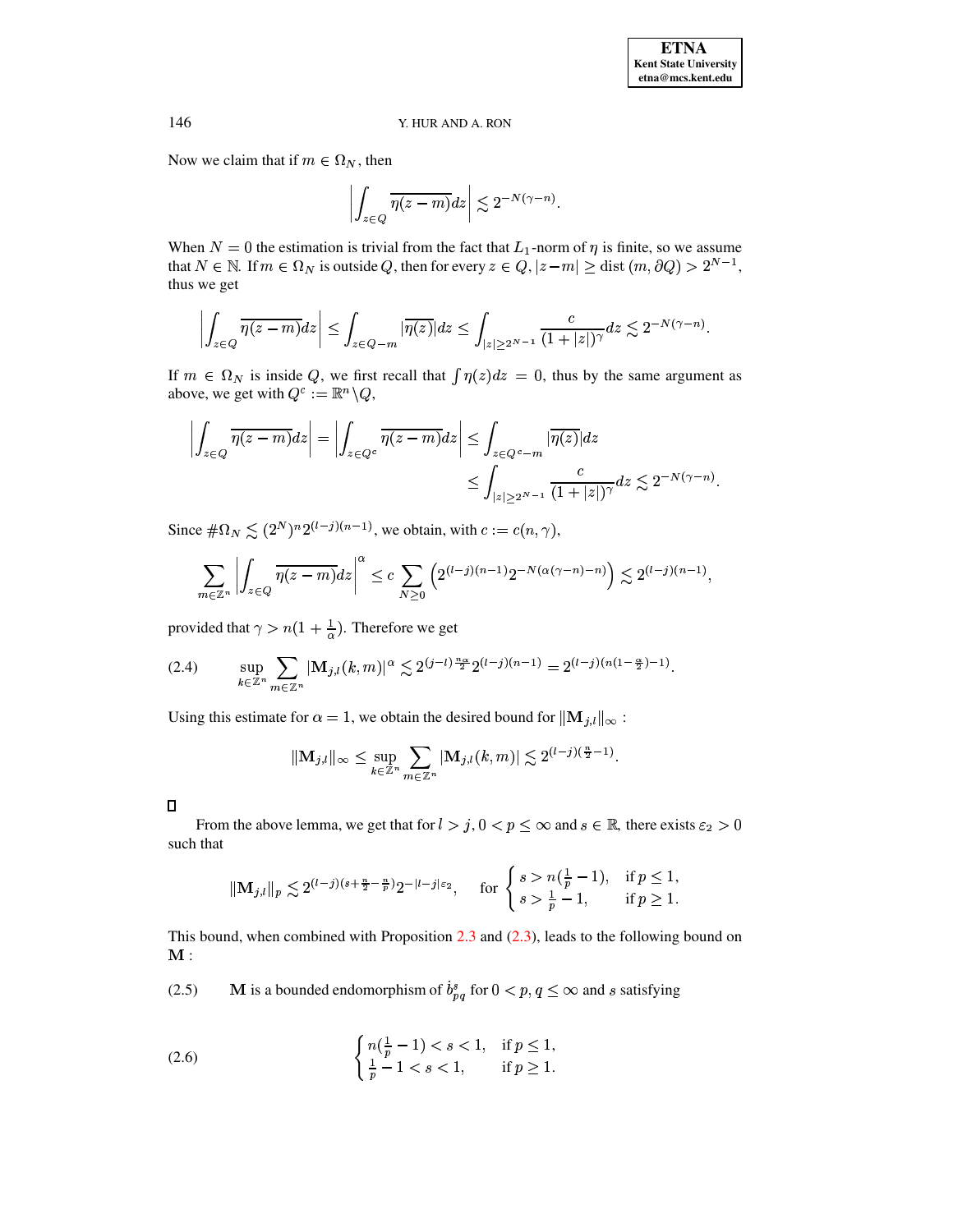Now we claim that if $m \in \Omega_N$, then

$$\left| \int_{z \in Q} \overline{\eta(z-m)} dz \right| \lesssim 2^{-N(\gamma - n)}.$$

When $N = 0$ the estimation is trivial from the fact that $L_1$-norm of $\eta$ is finite, so we assume that $N \in \mathbb{N}$. If $m \in \Omega_N$ is outside $Q$, then for every $z \in Q$, $|z - m| \geq \text{dist}(m, \partial Q) > 2^{N-1}$, thus we get

$$\left| \int_{z \in Q} \overline{\eta(z-m)} dz \right| \leq \int_{z \in Q - m} |\overline{\eta(z)}| dz \leq \int_{|z| \geq 2^{N-1}} \frac{c}{(1+|z|)^\gamma} dz \lesssim 2^{-N(\gamma - n)}.$$

If $m \in \Omega_N$ is inside $Q$, we first recall that $\int \eta(z) dz = 0$, thus by the same argument as above, we get with $Q^c := \mathbb{R}^n \backslash Q$,

$$\begin{aligned}\left| \int_{z \in Q} \overline{\eta(z-m)} dz \right| = \left| \int_{z \in Q^c} \overline{\eta(z-m)} dz \right| &\leq \int_{z \in Q^c - m} |\overline{\eta(z)}| dz \\ &\leq \int_{|z| \geq 2^{N-1}} \frac{c}{(1+|z|)^\gamma} dz \lesssim 2^{-N(\gamma - n)}.\end{aligned}$$

Since $\# \Omega_N \lesssim (2^N)^n 2^{(l-j)(n-1)}$, we obtain, with $c := c(n, \gamma)$,

$$\sum_{m \in \mathbb{Z}^n} \left| \int_{z \in Q} \overline{\eta(z-m)} dz \right|^\alpha \leq c \sum_{N \geq 0} \left( 2^{(l-j)(n-1)} 2^{-N(\alpha(\gamma - n) - n)} \right) \lesssim 2^{(l-j)(n-1)},$$

provided that $\gamma > n(1 + \frac{1}{\alpha})$. Therefore we get

$$\sup_{k \in \mathbb{Z}^n} \sum_{m \in \mathbb{Z}^n} |\mathbf{M}_{j,l}(k,m)|^\alpha \lesssim 2^{(j-l)\frac{n\alpha}{2}} 2^{(l-j)(n-1)} = 2^{(l-j)(n(1-\frac{\alpha}{2})-1)}. \tag{2.4}$$

Using this estimate for $\alpha = 1$, we obtain the desired bound for $\|\mathbf{M}_{j,l}\|_\infty$ :

$$\|\mathbf{M}_{j,l}\|_\infty \leq \sup_{k \in \mathbb{Z}^n} \sum_{m \in \mathbb{Z}^n} |\mathbf{M}_{j,l}(k,m)| \lesssim 2^{(l-j)(\frac{n}{2}-1)}.$$

$\square$

From the above lemma, we get that for $l > j$, $0 < p \leq \infty$ and $s \in \mathbb{R}$, there exists $\varepsilon_2 > 0$ such that

$$\|\mathbf{M}_{j,l}\|_p \lesssim 2^{(l-j)(s+\frac{n}{2}-\frac{n}{p})} 2^{-|l-j|\varepsilon_2}, \quad \text{for } \begin{cases} s > n(\frac{1}{p} - 1), & \text{if } p \leq 1, \\ s > \frac{1}{p} - 1, & \text{if } p \geq 1. \end{cases}$$

This bound, when combined with Proposition 2.3 and (2.3), leads to the following bound on $\mathbf{M}$ :

(2.5) $\mathbf{M}$ is a bounded endomorphism of $\dot{b}^s_{pq}$ for $0 < p, q \leq \infty$ and $s$ satisfying

$$\begin{cases} n(\frac{1}{p} - 1) < s < 1, & \text{if } p \leq 1, \\ \frac{1}{p} - 1 < s < 1, & \text{if } p \geq 1. \end{cases} \tag{2.6}$$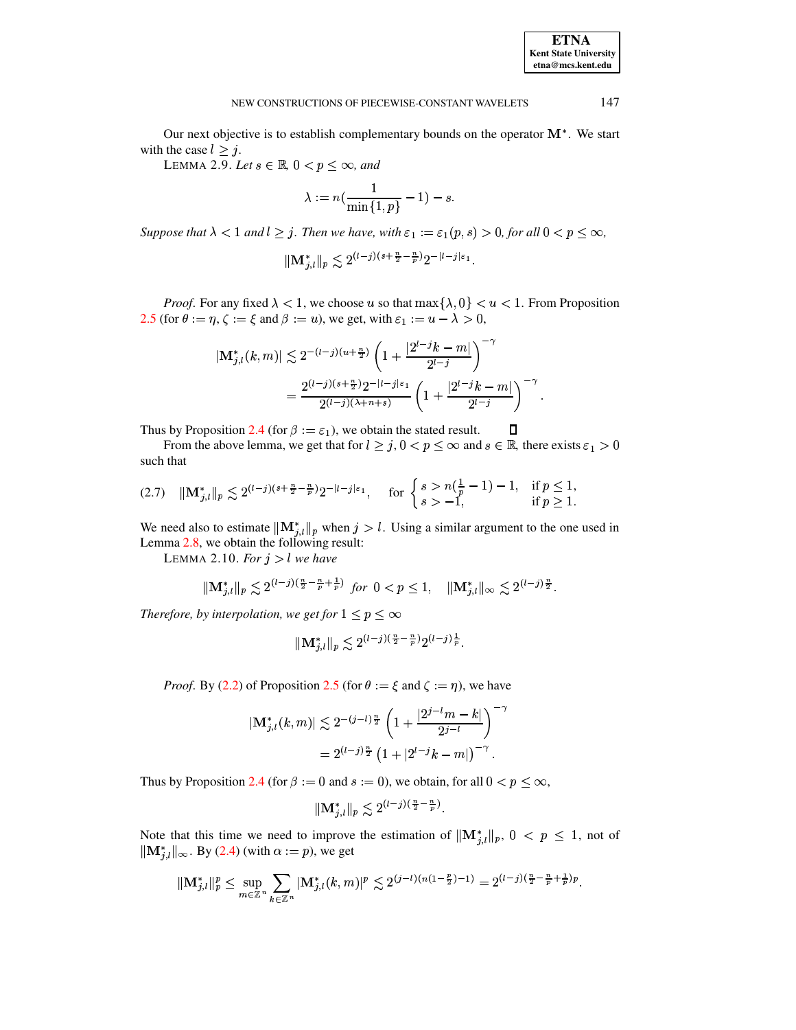Our next objective is to establish complementary bounds on the operator $\mathbf{M}^*$. We start with the case $l \geq j$.

LEMMA 2.9. *Let $s \in \mathbb{R}$, $0 < p \leq \infty$, and*

$$\lambda := n(\frac{1}{\min\{1,p\}} - 1) - s.$$

*Suppose that $\lambda < 1$ and $l \geq j$. Then we have, with $\varepsilon_1 := \varepsilon_1(p,s) > 0$, for all $0 < p \leq \infty$,*

$$\|\mathbf{M}^*_{j,l}\|_p \lesssim 2^{(l-j)(s+\frac{n}{2}-\frac{n}{p})} 2^{-|l-j|\varepsilon_1}.$$

*Proof*. For any fixed $\lambda < 1$, we choose $u$ so that $\max\{\lambda, 0\} < u < 1$. From Proposition 2.5 (for $\theta := \eta$, $\zeta := \xi$ and $\beta := u$), we get, with $\varepsilon_1 := u - \lambda > 0$,

$$\begin{aligned}
|\mathbf{M}^*_{j,l}(k,m)| &\lesssim 2^{-(l-j)(u+\frac{n}{2})} \left(1 + \frac{|2^{l-j}k - m|}{2^{l-j}}\right)^{-\gamma} \\
&= \frac{2^{(l-j)(s+\frac{n}{2})} 2^{-|l-j|\varepsilon_1}}{2^{(l-j)(\lambda+n+s)}} \left(1 + \frac{|2^{l-j}k - m|}{2^{l-j}}\right)^{-\gamma}.
\end{aligned}$$

Thus by Proposition 2.4 (for $\beta := \varepsilon_1$), we obtain the stated result. $\square$

From the above lemma, we get that for $l \geq j$, $0 < p \leq \infty$ and $s \in \mathbb{R}$, there exists $\varepsilon_1 > 0$ such that

$$\|\mathbf{M}^*_{j,l}\|_p \lesssim 2^{(l-j)(s+\frac{n}{2}-\frac{n}{p})} 2^{-|l-j|\varepsilon_1}, \quad \text{for } \begin{cases} s > n(\frac{1}{p} - 1) - 1, & \text{if } p \leq 1, \\ s > -1, & \text{if } p \geq 1. \end{cases} \tag{2.7}$$

We need also to estimate $\|\mathbf{M}^*_{j,l}\|_p$ when $j > l$. Using a similar argument to the one used in Lemma 2.8, we obtain the following result:

LEMMA 2.10. *For $j > l$ we have*

$$\|\mathbf{M}^*_{j,l}\|_p \lesssim 2^{(l-j)(\frac{n}{2}-\frac{n}{p}+\frac{1}{p})} \text{ for } 0 < p \leq 1, \quad \|\mathbf{M}^*_{j,l}\|_\infty \lesssim 2^{(l-j)\frac{n}{2}}.$$

*Therefore, by interpolation, we get for $1 \leq p \leq \infty$*

$$\|\mathbf{M}^*_{j,l}\|_p \lesssim 2^{(l-j)(\frac{n}{2}-\frac{n}{p})} 2^{(l-j)\frac{1}{p}}.$$

*Proof*. By (2.2) of Proposition 2.5 (for $\theta := \xi$ and $\zeta := \eta$), we have

$$\begin{aligned}
|\mathbf{M}^*_{j,l}(k,m)| &\lesssim 2^{-(j-l)\frac{n}{2}} \left(1 + \frac{|2^{j-l}m - k|}{2^{j-l}}\right)^{-\gamma} \\
&= 2^{(l-j)\frac{n}{2}} \left(1 + |2^{l-j}k - m|\right)^{-\gamma}.
\end{aligned}$$

Thus by Proposition 2.4 (for $\beta := 0$ and $s := 0$), we obtain, for all $0 < p \leq \infty$,

$$\|\mathbf{M}^*_{j,l}\|_p \lesssim 2^{(l-j)(\frac{n}{2}-\frac{n}{p})}.$$

Note that this time we need to improve the estimation of $\|\mathbf{M}^*_{j,l}\|_p$, $0 < p \leq 1$, not of $\|\mathbf{M}^*_{j,l}\|_\infty$. By (2.4) (with $\alpha := p$), we get

$$\|\mathbf{M}^*_{j,l}\|_p^p \leq \sup_{m \in \mathbb{Z}^n} \sum_{k \in \mathbb{Z}^n} |\mathbf{M}^*_{j,l}(k,m)|^p \lesssim 2^{(j-l)(n(1-\frac{p}{2})-1)} = 2^{(l-j)(\frac{n}{2}-\frac{n}{p}+\frac{1}{p})p}.$$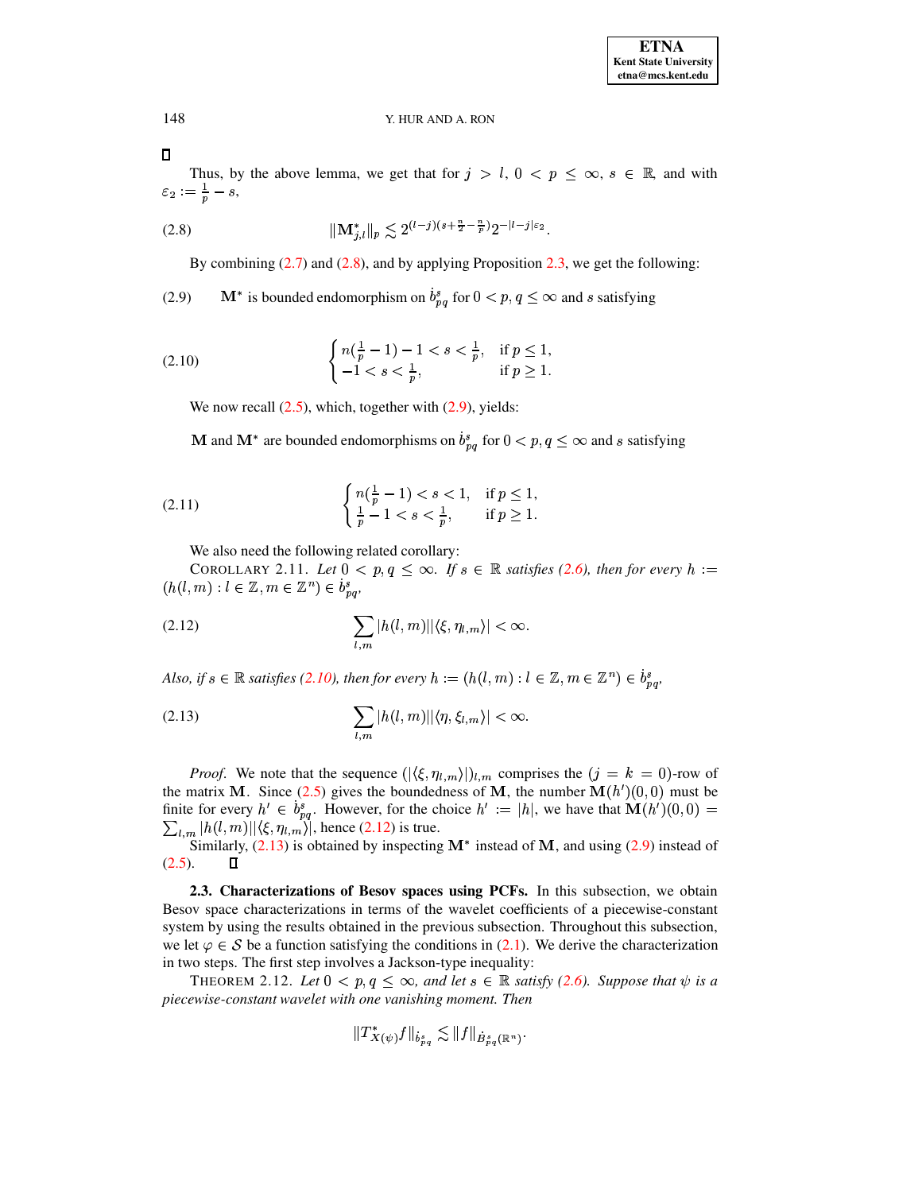□

Thus, by the above lemma, we get that for $j > l$, $0 < p \leq \infty$, $s \in \mathbb{R}$, and with $\varepsilon_2 := \frac{1}{p} - s$,

$$\|\mathbf{M}^*_{j,l}\|_p \lesssim 2^{(l-j)(s+\frac{n}{2}-\frac{n}{p})} 2^{-|l-j|\varepsilon_2}. \tag{2.8}$$

By combining (2.7) and (2.8), and by applying Proposition 2.3, we get the following:

(2.9) $\quad \mathbf{M}^*$ is bounded endomorphism on $\dot{b}^s_{pq}$ for $0 < p, q \leq \infty$ and $s$ satisfying

$$\begin{cases} n(\frac{1}{p}-1) - 1 < s < \frac{1}{p}, & \text{if } p \leq 1, \\ -1 < s < \frac{1}{p}, & \text{if } p \geq 1. \end{cases} \tag{2.10}$$

We now recall (2.5), which, together with (2.9), yields:

$\mathbf{M}$ and $\mathbf{M}^*$ are bounded endomorphisms on $\dot{b}^s_{pq}$ for $0 < p, q \leq \infty$ and $s$ satisfying

$$\begin{cases} n(\frac{1}{p}-1) < s < 1, & \text{if } p \leq 1, \\ \frac{1}{p} - 1 < s < \frac{1}{p}, & \text{if } p \geq 1. \end{cases} \tag{2.11}$$

We also need the following related corollary:

COROLLARY 2.11. *Let $0 < p, q \leq \infty$. If $s \in \mathbb{R}$ satisfies (2.6), then for every $h := (h(l,m) : l \in \mathbb{Z}, m \in \mathbb{Z}^n) \in \dot{b}^s_{pq}$,*

$$\sum_{l,m} |h(l,m)||\langle \xi, \eta_{l,m} \rangle| < \infty. \tag{2.12}$$

*Also, if $s \in \mathbb{R}$ satisfies (2.10), then for every $h := (h(l,m) : l \in \mathbb{Z}, m \in \mathbb{Z}^n) \in \dot{b}^s_{pq}$,*

$$\sum_{l,m} |h(l,m)||\langle \eta, \xi_{l,m} \rangle| < \infty. \tag{2.13}$$

*Proof.* We note that the sequence $(|\langle \xi, \eta_{l,m} \rangle|)_{l,m}$ comprises the $(j = k = 0)$-row of the matrix $\mathbf{M}$. Since (2.5) gives the boundedness of $\mathbf{M}$, the number $\mathbf{M}(h')(0,0)$ must be finite for every $h' \in \dot{b}^s_{pq}$. However, for the choice $h' := |h|$, we have that $\mathbf{M}(h')(0,0) = \sum_{l,m} |h(l,m)||\langle \xi, \eta_{l,m} \rangle|$, hence (2.12) is true.

Similarly, (2.13) is obtained by inspecting $\mathbf{M}^*$ instead of $\mathbf{M}$, and using (2.9) instead of (2.5). □

**2.3. Characterizations of Besov spaces using PCFs.** In this subsection, we obtain Besov space characterizations in terms of the wavelet coefficients of a piecewise-constant system by using the results obtained in the previous subsection. Throughout this subsection, we let $\varphi \in \mathcal{S}$ be a function satisfying the conditions in (2.1). We derive the characterization in two steps. The first step involves a Jackson-type inequality:

THEOREM 2.12. *Let $0 < p, q \leq \infty$, and let $s \in \mathbb{R}$ satisfy (2.6). Suppose that $\psi$ is a piecewise-constant wavelet with one vanishing moment. Then*

$$\|T^*_{X(\psi)} f\|_{\dot{b}^s_{pq}} \lesssim \|f\|_{\dot{B}^s_{pq}(\mathbb{R}^n)}.$$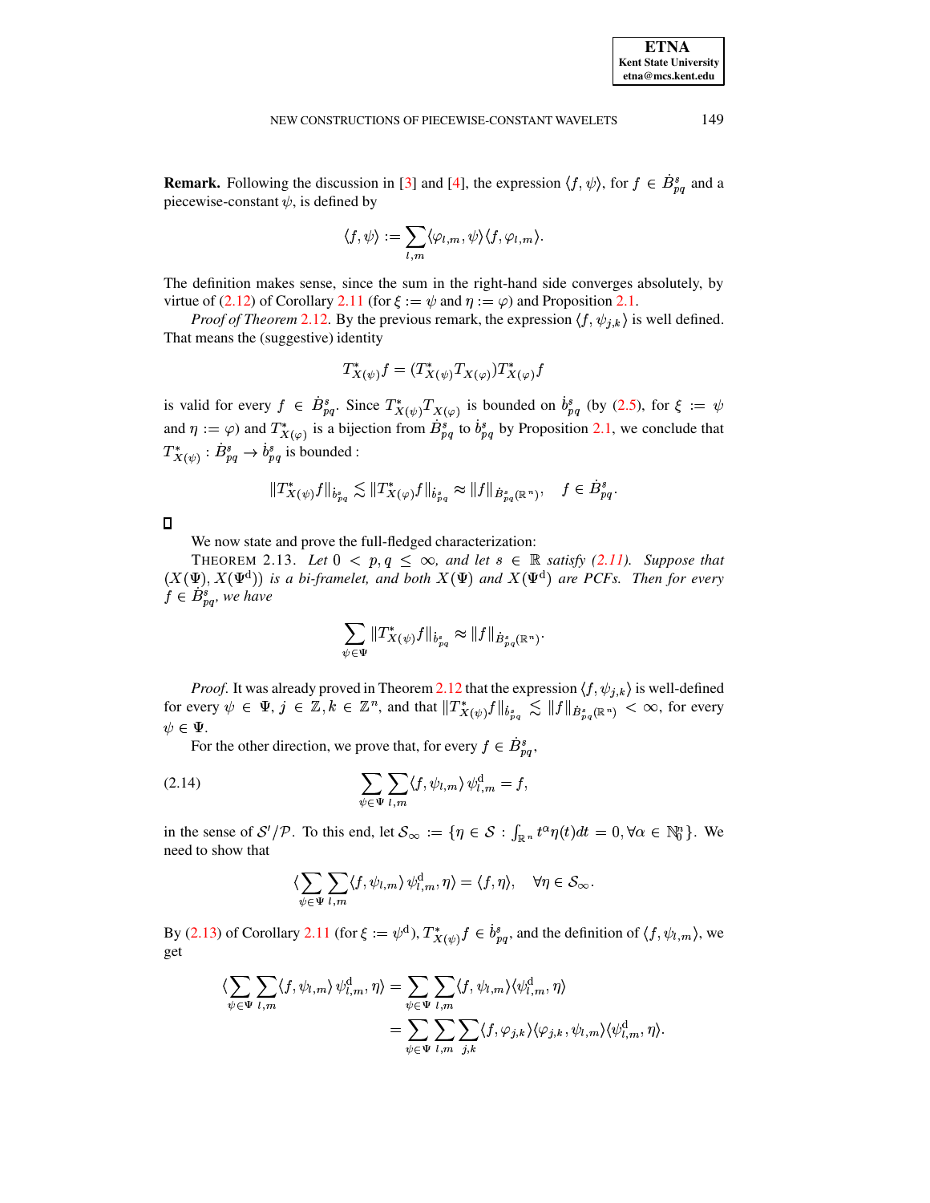**Remark.** Following the discussion in [3] and [4], the expression $\langle f, \psi \rangle$, for $f \in \dot{B}^s_{pq}$ and a piecewise-constant $\psi$, is defined by

$$\langle f, \psi \rangle := \sum_{l,m} \langle \varphi_{l,m}, \psi \rangle \langle f, \varphi_{l,m} \rangle.$$

The definition makes sense, since the sum in the right-hand side converges absolutely, by virtue of (2.12) of Corollary 2.11 (for $\xi := \psi$ and $\eta := \varphi$) and Proposition 2.1.

*Proof of Theorem* 2.12. By the previous remark, the expression $\langle f, \psi_{j,k} \rangle$ is well defined. That means the (suggestive) identity

$$T^*_{X(\psi)} f = (T^*_{X(\psi)} T_{X(\varphi)}) T^*_{X(\varphi)} f$$

is valid for every $f \in \dot{B}^s_{pq}$. Since $T^*_{X(\psi)} T_{X(\varphi)}$ is bounded on $\dot{b}^s_{pq}$ (by (2.5), for $\xi := \psi$ and $\eta := \varphi$) and $T^*_{X(\varphi)}$ is a bijection from $\dot{B}^s_{pq}$ to $\dot{b}^s_{pq}$ by Proposition 2.1, we conclude that $T^*_{X(\psi)} : \dot{B}^s_{pq} \to \dot{b}^s_{pq}$ is bounded :

$$\|T^*_{X(\psi)} f\|_{\dot{b}^s_{pq}} \lesssim \|T^*_{X(\varphi)} f\|_{\dot{b}^s_{pq}} \approx \|f\|_{\dot{B}^s_{pq}(\mathbb{R}^n)}, \quad f \in \dot{B}^s_{pq}.$$

□

We now state and prove the full-fledged characterization:

THEOREM 2.13. *Let $0 < p, q \leq \infty$, and let $s \in \mathbb{R}$ satisfy (2.11). Suppose that $(X(\Psi), X(\Psi^{\mathrm{d}}))$ is a bi-framelet, and both $X(\Psi)$ and $X(\Psi^{\mathrm{d}})$ are PCFs. Then for every $f \in \dot{B}^s_{pq}$, we have*

$$\sum_{\psi \in \Psi} \|T^*_{X(\psi)} f\|_{\dot{b}^s_{pq}} \approx \|f\|_{\dot{B}^s_{pq}(\mathbb{R}^n)}.$$

*Proof.* It was already proved in Theorem 2.12 that the expression $\langle f, \psi_{j,k} \rangle$ is well-defined for every $\psi \in \Psi$, $j \in \mathbb{Z}, k \in \mathbb{Z}^n$, and that $\|T^*_{X(\psi)} f\|_{\dot{b}^s_{pq}} \lesssim \|f\|_{\dot{B}^s_{pq}(\mathbb{R}^n)} < \infty$, for every $\psi \in \Psi$.

For the other direction, we prove that, for every $f \in \dot{B}^s_{pq}$,

$$\sum_{\psi \in \Psi} \sum_{l,m} \langle f, \psi_{l,m} \rangle \, \psi^{\mathrm{d}}_{l,m} = f, \tag{2.14}$$

in the sense of $\mathcal{S}'/\mathcal{P}$. To this end, let $\mathcal{S}_\infty := \{\eta \in \mathcal{S} : \int_{\mathbb{R}^n} t^\alpha \eta(t) dt = 0, \forall \alpha \in \mathbb{N}_0^n\}$. We need to show that

$$\langle \sum_{\psi \in \Psi} \sum_{l,m} \langle f, \psi_{l,m} \rangle \, \psi^{\mathrm{d}}_{l,m}, \eta \rangle = \langle f, \eta \rangle, \quad \forall \eta \in \mathcal{S}_\infty.$$

By (2.13) of Corollary 2.11 (for $\xi := \psi^{\mathrm{d}}$), $T^*_{X(\psi)} f \in \dot{b}^s_{pq}$, and the definition of $\langle f, \psi_{l,m} \rangle$, we get

$$\begin{aligned}
\langle \sum_{\psi \in \Psi} \sum_{l,m} \langle f, \psi_{l,m} \rangle \, \psi^{\mathrm{d}}_{l,m}, \eta \rangle &= \sum_{\psi \in \Psi} \sum_{l,m} \langle f, \psi_{l,m} \rangle \langle \psi^{\mathrm{d}}_{l,m}, \eta \rangle \\
&= \sum_{\psi \in \Psi} \sum_{l,m} \sum_{j,k} \langle f, \varphi_{j,k} \rangle \langle \varphi_{j,k}, \psi_{l,m} \rangle \langle \psi^{\mathrm{d}}_{l,m}, \eta \rangle.
\end{aligned}$$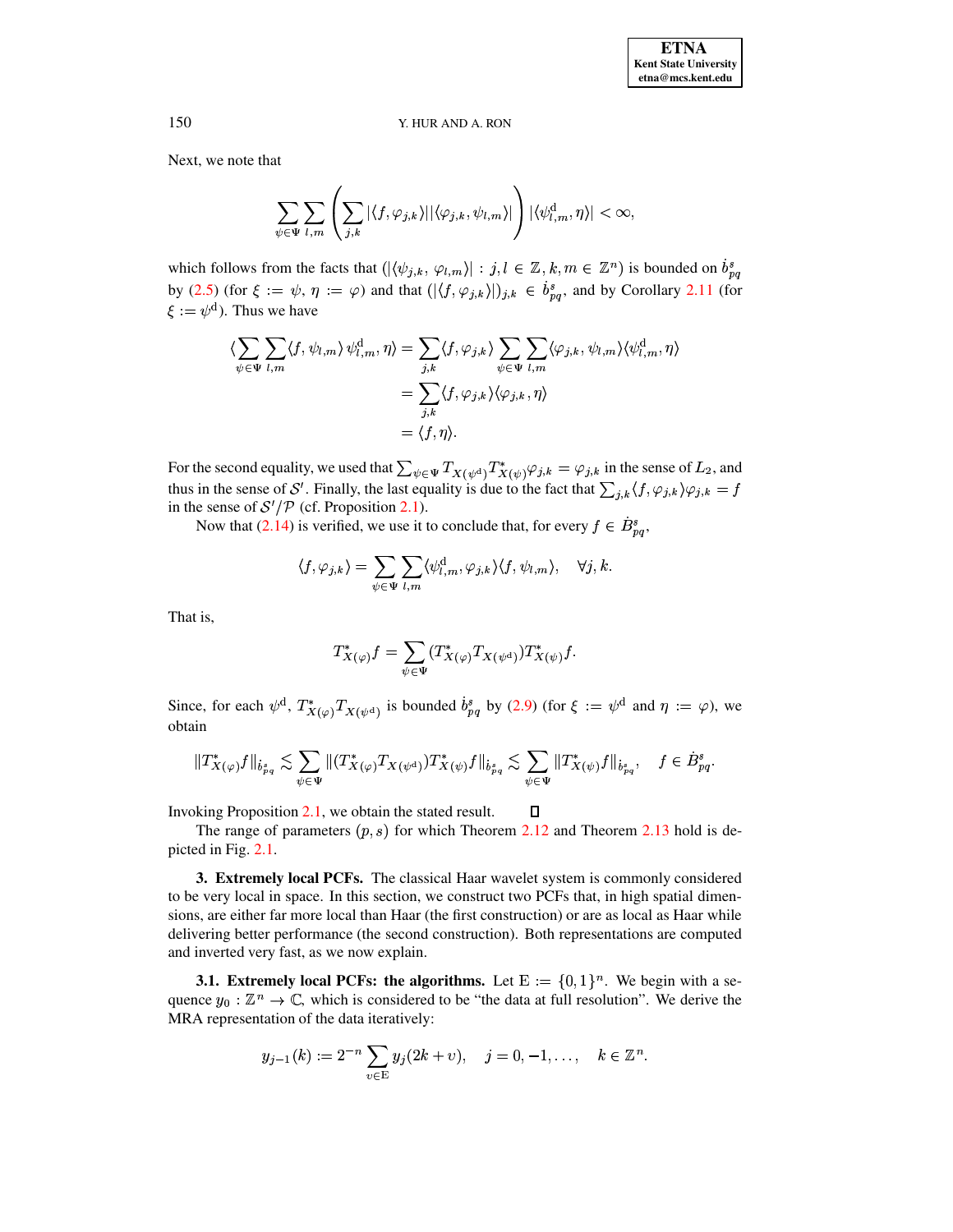Next, we note that

$$\sum_{\psi \in \Psi} \sum_{l,m} \left( \sum_{j,k} |\langle f, \varphi_{j,k} \rangle| |\langle \varphi_{j,k}, \psi_{l,m} \rangle| \right) |\langle \psi^{\mathrm{d}}_{l,m}, \eta \rangle| < \infty,$$

which follows from the facts that $(|\langle \psi_{j,k}, \varphi_{l,m} \rangle| : j,l \in \mathbb{Z}, k,m \in \mathbb{Z}^n)$ is bounded on $\dot{b}^s_{pq}$ by (2.5) (for $\xi := \psi$, $\eta := \varphi$) and that $(|\langle f, \varphi_{j,k} \rangle|)_{j,k} \in \dot{b}^s_{pq}$, and by Corollary 2.11 (for $\xi := \psi^{\mathrm{d}}$). Thus we have

$$\begin{aligned}
\langle \sum_{\psi \in \Psi} \sum_{l,m} \langle f, \psi_{l,m} \rangle \, \psi^{\mathrm{d}}_{l,m}, \eta \rangle &= \sum_{j,k} \langle f, \varphi_{j,k} \rangle \sum_{\psi \in \Psi} \sum_{l,m} \langle \varphi_{j,k}, \psi_{l,m} \rangle \langle \psi^{\mathrm{d}}_{l,m}, \eta \rangle \\
&= \sum_{j,k} \langle f, \varphi_{j,k} \rangle \langle \varphi_{j,k}, \eta \rangle \\
&= \langle f, \eta \rangle.
\end{aligned}$$

For the second equality, we used that $\sum_{\psi \in \Psi} T_{X(\psi^{\mathrm{d}})} T^*_{X(\psi)} \varphi_{j,k} = \varphi_{j,k}$ in the sense of $L_2$, and thus in the sense of $\mathcal{S}'$. Finally, the last equality is due to the fact that $\sum_{j,k} \langle f, \varphi_{j,k} \rangle \varphi_{j,k} = f$ in the sense of $\mathcal{S}'/\mathcal{P}$ (cf. Proposition 2.1).

Now that (2.14) is verified, we use it to conclude that, for every $f \in \dot{B}^s_{pq}$,

$$\langle f, \varphi_{j,k} \rangle = \sum_{\psi \in \Psi} \sum_{l,m} \langle \psi^{\mathrm{d}}_{l,m}, \varphi_{j,k} \rangle \langle f, \psi_{l,m} \rangle, \quad \forall j, k.$$

That is,

$$T^*_{X(\varphi)} f = \sum_{\psi \in \Psi} (T^*_{X(\varphi)} T_{X(\psi^{\mathrm{d}})}) T^*_{X(\psi)} f.$$

Since, for each $\psi^{\mathrm{d}}$, $T^*_{X(\varphi)} T_{X(\psi^{\mathrm{d}})}$ is bounded $\dot{b}^s_{pq}$ by (2.9) (for $\xi := \psi^{\mathrm{d}}$ and $\eta := \varphi$), we obtain

$$\|T^*_{X(\varphi)} f\|_{\dot{b}^s_{pq}} \lesssim \sum_{\psi \in \Psi} \|(T^*_{X(\varphi)} T_{X(\psi^{\mathrm{d}})}) T^*_{X(\psi)} f\|_{\dot{b}^s_{pq}} \lesssim \sum_{\psi \in \Psi} \|T^*_{X(\psi)} f\|_{\dot{b}^s_{pq}}, \quad f \in \dot{B}^s_{pq}.$$

Invoking Proposition 2.1, we obtain the stated result. ◻

The range of parameters $(p, s)$ for which Theorem 2.12 and Theorem 2.13 hold is depicted in Fig. 2.1.

## 3. Extremely local PCFs.

The classical Haar wavelet system is commonly considered to be very local in space. In this section, we construct two PCFs that, in high spatial dimensions, are either far more local than Haar (the first construction) or are as local as Haar while delivering better performance (the second construction). Both representations are computed and inverted very fast, as we now explain.

### 3.1. Extremely local PCFs: the algorithms.

Let $\mathrm{E} := \{0, 1\}^n$. We begin with a sequence $y_0 : \mathbb{Z}^n \to \mathbb{C}$, which is considered to be "the data at full resolution". We derive the MRA representation of the data iteratively:

$$y_{j-1}(k) := 2^{-n} \sum_{v \in \mathrm{E}} y_j(2k + v), \quad j = 0, -1, \ldots, \quad k \in \mathbb{Z}^n.$$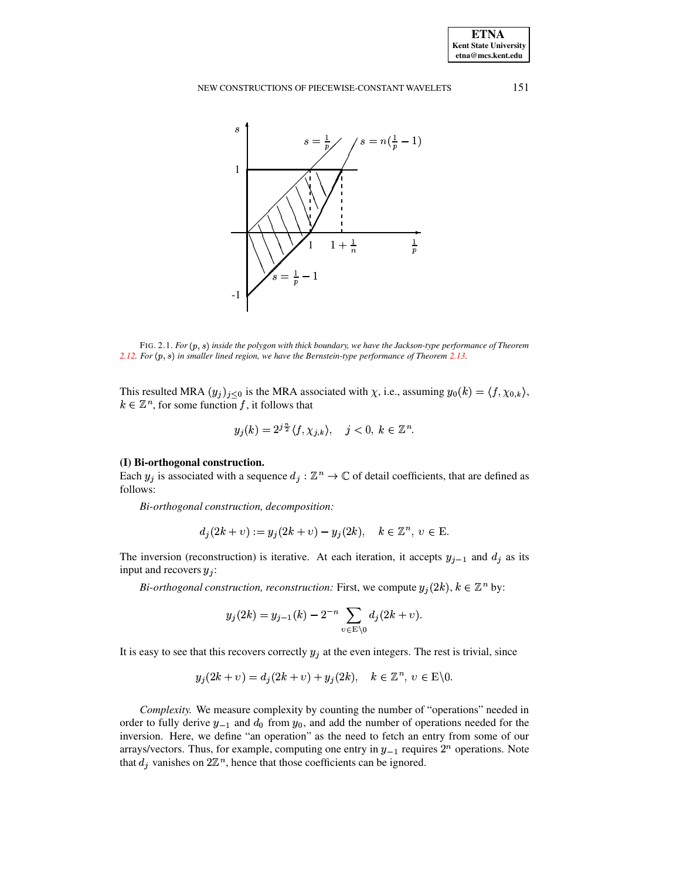FIG. 2.1. *For $(p,s)$ inside the polygon with thick boundary, we have the Jackson-type performance of Theorem 2.12. For $(p,s)$ in smaller lined region, we have the Bernstein-type performance of Theorem 2.13.*

This resulted MRA $(y_j)_{j\le 0}$ is the MRA associated with $\chi$, i.e., assuming $y_0(k) = \langle f, \chi_{0,k}\rangle$, $k \in \mathbb{Z}^n$, for some function $f$, it follows that

$$y_j(k) = 2^{j\frac{n}{2}}\langle f, \chi_{j,k}\rangle, \quad j < 0,\ k \in \mathbb{Z}^n.$$

**(I) Bi-orthogonal construction.**
Each $y_j$ is associated with a sequence $d_j : \mathbb{Z}^n \to \mathbb{C}$ of detail coefficients, that are defined as follows:

*Bi-orthogonal construction, decomposition:*

$$d_j(2k+v) := y_j(2k+v) - y_j(2k), \quad k \in \mathbb{Z}^n,\ v \in \mathrm{E}.$$

The inversion (reconstruction) is iterative. At each iteration, it accepts $y_{j-1}$ and $d_j$ as its input and recovers $y_j$:

*Bi-orthogonal construction, reconstruction:* First, we compute $y_j(2k)$, $k \in \mathbb{Z}^n$ by:

$$y_j(2k) = y_{j-1}(k) - 2^{-n}\sum_{v\in \mathrm{E}\backslash 0} d_j(2k+v).$$

It is easy to see that this recovers correctly $y_j$ at the even integers. The rest is trivial, since

$$y_j(2k+v) = d_j(2k+v) + y_j(2k), \quad k \in \mathbb{Z}^n,\ v \in \mathrm{E}\backslash 0.$$

*Complexity.* We measure complexity by counting the number of "operations" needed in order to fully derive $y_{-1}$ and $d_0$ from $y_0$, and add the number of operations needed for the inversion. Here, we define "an operation" as the need to fetch an entry from some of our arrays/vectors. Thus, for example, computing one entry in $y_{-1}$ requires $2^n$ operations. Note that $d_j$ vanishes on $2\mathbb{Z}^n$, hence that those coefficients can be ignored.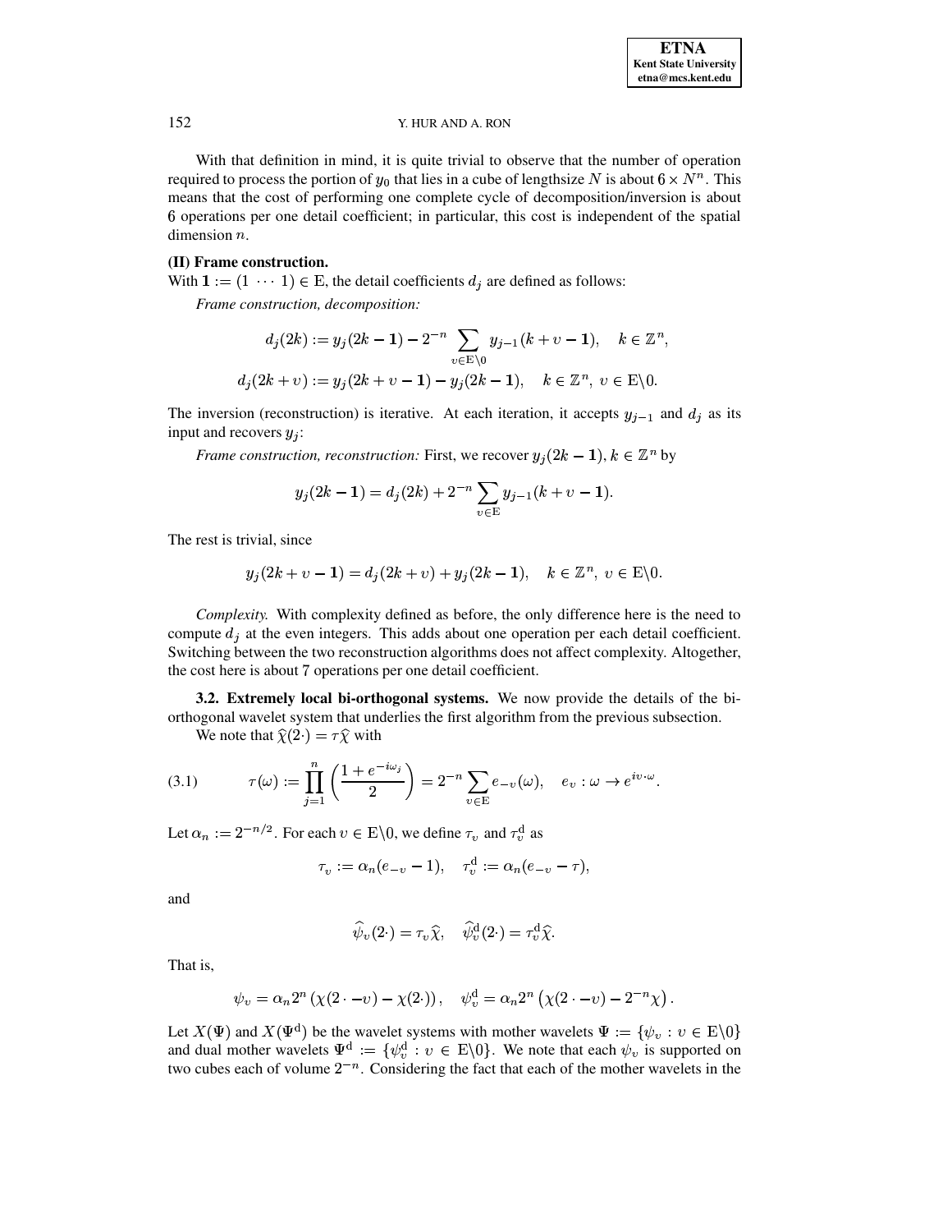With that definition in mind, it is quite trivial to observe that the number of operation required to process the portion of $y_0$ that lies in a cube of lengthsize $N$ is about $6 \times N^n$. This means that the cost of performing one complete cycle of decomposition/inversion is about 6 operations per one detail coefficient; in particular, this cost is independent of the spatial dimension $n$.

**(II) Frame construction.**

With $\mathbf{1} := (1 \ \cdots \ 1) \in \mathrm{E}$, the detail coefficients $d_j$ are defined as follows:

*Frame construction, decomposition:*

$$d_j(2k) := y_j(2k - \mathbf{1}) - 2^{-n} \sum_{v \in \mathrm{E} \backslash 0} y_{j-1}(k + v - \mathbf{1}), \quad k \in \mathbb{Z}^n,$$

$$d_j(2k + v) := y_j(2k + v - \mathbf{1}) - y_j(2k - \mathbf{1}), \quad k \in \mathbb{Z}^n, \ v \in \mathrm{E} \backslash 0.$$

The inversion (reconstruction) is iterative. At each iteration, it accepts $y_{j-1}$ and $d_j$ as its input and recovers $y_j$:

*Frame construction, reconstruction:* First, we recover $y_j(2k - \mathbf{1}), k \in \mathbb{Z}^n$ by

$$y_j(2k - \mathbf{1}) = d_j(2k) + 2^{-n} \sum_{v \in \mathrm{E}} y_{j-1}(k + v - \mathbf{1}).$$

The rest is trivial, since

$$y_j(2k + v - \mathbf{1}) = d_j(2k + v) + y_j(2k - \mathbf{1}), \quad k \in \mathbb{Z}^n, \ v \in \mathrm{E} \backslash 0.$$

*Complexity.* With complexity defined as before, the only difference here is the need to compute $d_j$ at the even integers. This adds about one operation per each detail coefficient. Switching between the two reconstruction algorithms does not affect complexity. Altogether, the cost here is about 7 operations per one detail coefficient.

**3.2. Extremely local bi-orthogonal systems.** We now provide the details of the bi-orthogonal wavelet system that underlies the first algorithm from the previous subsection.

We note that $\widehat{\chi}(2\cdot) = \tau \widehat{\chi}$ with

$$\tau(\omega) := \prod_{j=1}^{n} \left( \frac{1 + e^{-i\omega_j}}{2} \right) = 2^{-n} \sum_{v \in \mathrm{E}} e_{-v}(\omega), \quad e_v : \omega \to e^{iv \cdot \omega}. \tag{3.1}$$

Let $\alpha_n := 2^{-n/2}$. For each $v \in \mathrm{E} \backslash 0$, we define $\tau_v$ and $\tau_v^{\mathrm{d}}$ as

$$\tau_v := \alpha_n (e_{-v} - 1), \quad \tau_v^{\mathrm{d}} := \alpha_n (e_{-v} - \tau),$$

and

$$\widehat{\psi}_v(2\cdot) = \tau_v \widehat{\chi}, \quad \widehat{\psi}_v^{\mathrm{d}}(2\cdot) = \tau_v^{\mathrm{d}} \widehat{\chi}.$$

That is,

$$\psi_v = \alpha_n 2^n \left( \chi(2 \cdot - v) - \chi(2\cdot) \right), \quad \psi_v^{\mathrm{d}} = \alpha_n 2^n \left( \chi(2 \cdot - v) - 2^{-n} \chi \right).$$

Let $X(\Psi)$ and $X(\Psi^{\mathrm{d}})$ be the wavelet systems with mother wavelets $\Psi := \{\psi_v : v \in \mathrm{E} \backslash 0\}$ and dual mother wavelets $\Psi^{\mathrm{d}} := \{\psi_v^{\mathrm{d}} : v \in \mathrm{E} \backslash 0\}$. We note that each $\psi_v$ is supported on two cubes each of volume $2^{-n}$. Considering the fact that each of the mother wavelets in the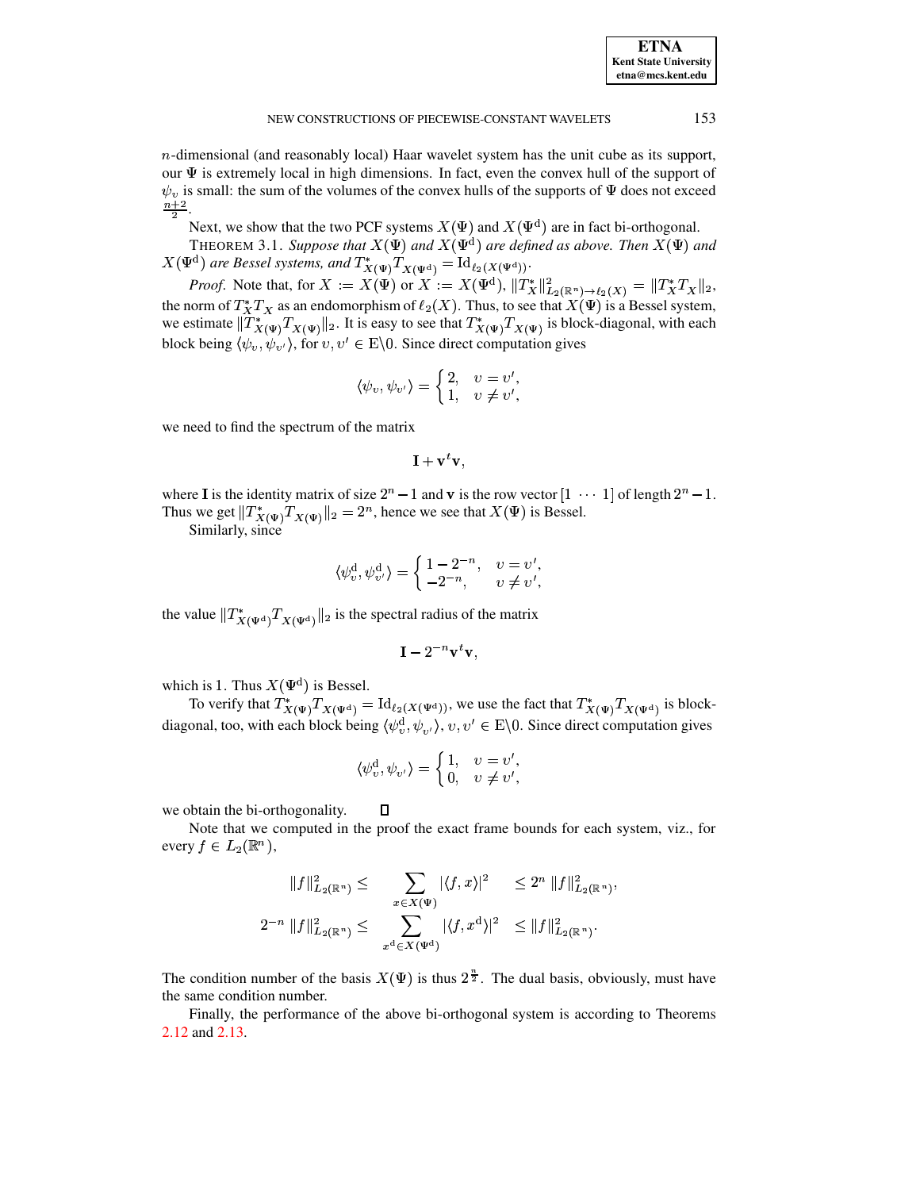$n$-dimensional (and reasonably local) Haar wavelet system has the unit cube as its support, our $\Psi$ is extremely local in high dimensions. In fact, even the convex hull of the support of $\psi_v$ is small: the sum of the volumes of the convex hulls of the supports of $\Psi$ does not exceed $\frac{n+2}{2}$.

Next, we show that the two PCF systems $X(\Psi)$ and $X(\Psi^{\rm d})$ are in fact bi-orthogonal.

THEOREM 3.1. *Suppose that $X(\Psi)$ and $X(\Psi^{\rm d})$ are defined as above. Then $X(\Psi)$ and $X(\Psi^{\rm d})$ are Bessel systems, and $T^*_{X(\Psi)}T_{X(\Psi^{\rm d})} = \mathrm{Id}_{\ell_2(X(\Psi^{\rm d}))}$.*

*Proof*. Note that, for $X := X(\Psi)$ or $X := X(\Psi^{\rm d})$, $\|T^*_X\|^2_{L_2(\mathbb{R}^n)\to\ell_2(X)} = \|T^*_X T_X\|_2$, the norm of $T^*_X T_X$ as an endomorphism of $\ell_2(X)$. Thus, to see that $X(\Psi)$ is a Bessel system, we estimate $\|T^*_{X(\Psi)}T_{X(\Psi)}\|_2$. It is easy to see that $T^*_{X(\Psi)}T_{X(\Psi)}$ is block-diagonal, with each block being $\langle \psi_v, \psi_{v'}\rangle$, for $v, v' \in \mathrm{E}\backslash 0$. Since direct computation gives

$$\langle \psi_v, \psi_{v'}\rangle = \begin{cases} 2, & v = v', \\ 1, & v \neq v', \end{cases}$$

we need to find the spectrum of the matrix

$$\mathbf{I} + \mathbf{v}^t\mathbf{v},$$

where $\mathbf{I}$ is the identity matrix of size $2^n - 1$ and $\mathbf{v}$ is the row vector $[1 \ \cdots \ 1]$ of length $2^n - 1$. Thus we get $\|T^*_{X(\Psi)}T_{X(\Psi)}\|_2 = 2^n$, hence we see that $X(\Psi)$ is Bessel.

Similarly, since

$$\langle \psi^{\rm d}_v, \psi^{\rm d}_{v'}\rangle = \begin{cases} 1 - 2^{-n}, & v = v', \\ -2^{-n}, & v \neq v', \end{cases}$$

the value $\|T^*_{X(\Psi^{\rm d})}T_{X(\Psi^{\rm d})}\|_2$ is the spectral radius of the matrix

$$\mathbf{I} - 2^{-n}\mathbf{v}^t\mathbf{v},$$

which is 1. Thus $X(\Psi^{\rm d})$ is Bessel.

To verify that $T^*_{X(\Psi)}T_{X(\Psi^{\rm d})} = \mathrm{Id}_{\ell_2(X(\Psi^{\rm d}))}$, we use the fact that $T^*_{X(\Psi)}T_{X(\Psi^{\rm d})}$ is block-diagonal, too, with each block being $\langle \psi^{\rm d}_v, \psi_{v'}\rangle$, $v, v' \in \mathrm{E}\backslash 0$. Since direct computation gives

$$\langle \psi^{\rm d}_v, \psi_{v'}\rangle = \begin{cases} 1, & v = v', \\ 0, & v \neq v', \end{cases}$$

we obtain the bi-orthogonality. $\square$

Note that we computed in the proof the exact frame bounds for each system, viz., for every $f \in L_2(\mathbb{R}^n)$,

$$\|f\|^2_{L_2(\mathbb{R}^n)} \leq \sum_{x\in X(\Psi)} |\langle f, x\rangle|^2 \leq 2^n \, \|f\|^2_{L_2(\mathbb{R}^n)},$$

$$2^{-n}\, \|f\|^2_{L_2(\mathbb{R}^n)} \leq \sum_{x^{\rm d}\in X(\Psi^{\rm d})} |\langle f, x^{\rm d}\rangle|^2 \leq \|f\|^2_{L_2(\mathbb{R}^n)}.$$

The condition number of the basis $X(\Psi)$ is thus $2^{\frac{n}{2}}$. The dual basis, obviously, must have the same condition number.

Finally, the performance of the above bi-orthogonal system is according to Theorems 2.12 and 2.13.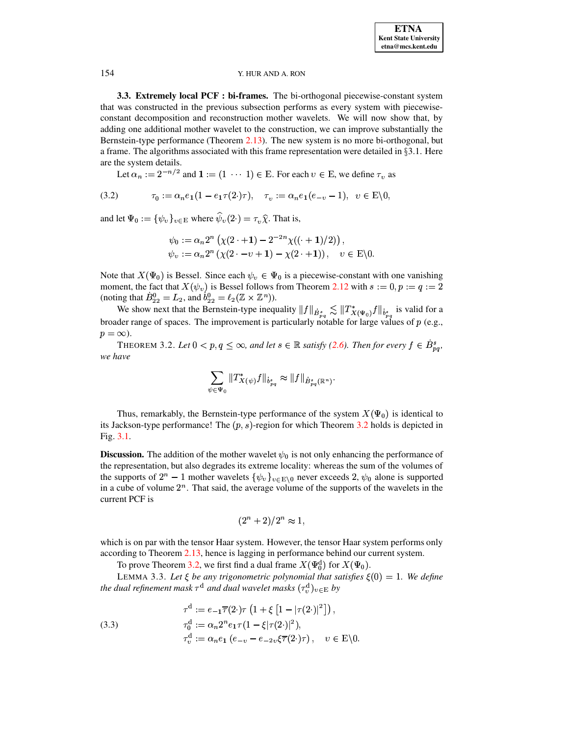**3.3. Extremely local PCF : bi-frames.** The bi-orthogonal piecewise-constant system that was constructed in the previous subsection performs as every system with piecewise-constant decomposition and reconstruction mother wavelets. We will now show that, by adding one additional mother wavelet to the construction, we can improve substantially the Bernstein-type performance (Theorem 2.13). The new system is no more bi-orthogonal, but a frame. The algorithms associated with this frame representation were detailed in §3.1. Here are the system details.

Let $\alpha_n := 2^{-n/2}$ and $\mathbf{1} := (1 \ \cdots \ 1) \in \mathrm{E}$. For each $v \in \mathrm{E}$, we define $\tau_v$ as

$$\tau_0 := \alpha_n e_{\mathbf{1}}(1 - e_{\mathbf{1}}\tau(2\cdot)\tau), \quad \tau_v := \alpha_n e_{\mathbf{1}}(e_{-v} - 1), \quad v \in \mathrm{E}\backslash 0, \tag{3.2}$$

and let $\Psi_0 := \{\psi_v\}_{v\in\mathrm{E}}$ where $\widehat{\psi}_v(2\cdot) = \tau_v\widehat{\chi}$. That is,

$$\begin{aligned}
\psi_0 &:= \alpha_n 2^n \left(\chi(2\cdot+\mathbf{1}) - 2^{-2n}\chi((\cdot+\mathbf{1})/2)\right), \\
\psi_v &:= \alpha_n 2^n \left(\chi(2\cdot-v+\mathbf{1}) - \chi(2\cdot+\mathbf{1})\right), \quad v \in \mathrm{E}\backslash 0.
\end{aligned}$$

Note that $X(\Psi_0)$ is Bessel. Since each $\psi_v \in \Psi_0$ is a piecewise-constant with one vanishing moment, the fact that $X(\psi_v)$ is Bessel follows from Theorem 2.12 with $s := 0, p := q := 2$ (noting that $\dot{B}^0_{22} = L_2$, and $\dot{b}^0_{22} = \ell_2(\mathbb{Z}\times\mathbb{Z}^n)$).

We show next that the Bernstein-type inequality $\|f\|_{\dot{B}^s_{pq}} \lesssim \|T^*_{X(\Psi_0)}f\|_{\dot{b}^s_{pq}}$ is valid for a broader range of spaces. The improvement is particularly notable for large values of $p$ (e.g., $p = \infty$).

THEOREM 3.2. *Let $0 < p, q \le \infty$, and let $s \in \mathbb{R}$ satisfy (2.6). Then for every $f \in \dot{B}^s_{pq}$, we have*

$$\sum_{\psi\in\Psi_0} \|T^*_{X(\psi)}f\|_{\dot{b}^s_{pq}} \approx \|f\|_{\dot{B}^s_{pq}(\mathbb{R}^n)}.$$

Thus, remarkably, the Bernstein-type performance of the system $X(\Psi_0)$ is identical to its Jackson-type performance! The $(p, s)$-region for which Theorem 3.2 holds is depicted in Fig. 3.1.

**Discussion.** The addition of the mother wavelet $\psi_0$ is not only enhancing the performance of the representation, but also degrades its extreme locality: whereas the sum of the volumes of the supports of $2^n - 1$ mother wavelets $\{\psi_v\}_{v\in\mathrm{E}\backslash 0}$ never exceeds 2, $\psi_0$ alone is supported in a cube of volume $2^n$. That said, the average volume of the supports of the wavelets in the current PCF is

$$(2^n + 2)/2^n \approx 1,$$

which is on par with the tensor Haar system. However, the tensor Haar system performs only according to Theorem 2.13, hence is lagging in performance behind our current system.

To prove Theorem 3.2, we first find a dual frame $X(\Psi^{\mathrm{d}}_0)$ for $X(\Psi_0)$.

LEMMA 3.3. *Let $\xi$ be any trigonometric polynomial that satisfies $\xi(0) = 1$. We define the dual refinement mask $\tau^{\mathrm{d}}$ and dual wavelet masks $(\tau^{\mathrm{d}}_v)_{v\in\mathrm{E}}$ by*

$$\begin{aligned}
\tau^{\mathrm{d}} &:= e_{-\mathbf{1}}\overline{\tau}(2\cdot)\tau\left(1 + \xi\left[1 - |\tau(2\cdot)|^2\right]\right), \\
\tau^{\mathrm{d}}_0 &:= \alpha_n 2^n e_{\mathbf{1}}\tau(1 - \xi|\tau(2\cdot)|^2), \\
\tau^{\mathrm{d}}_v &:= \alpha_n e_{\mathbf{1}}\left(e_{-v} - e_{-2v}\xi\overline{\tau}(2\cdot)\tau\right), \quad v \in \mathrm{E}\backslash 0.
\end{aligned} \tag{3.3}$$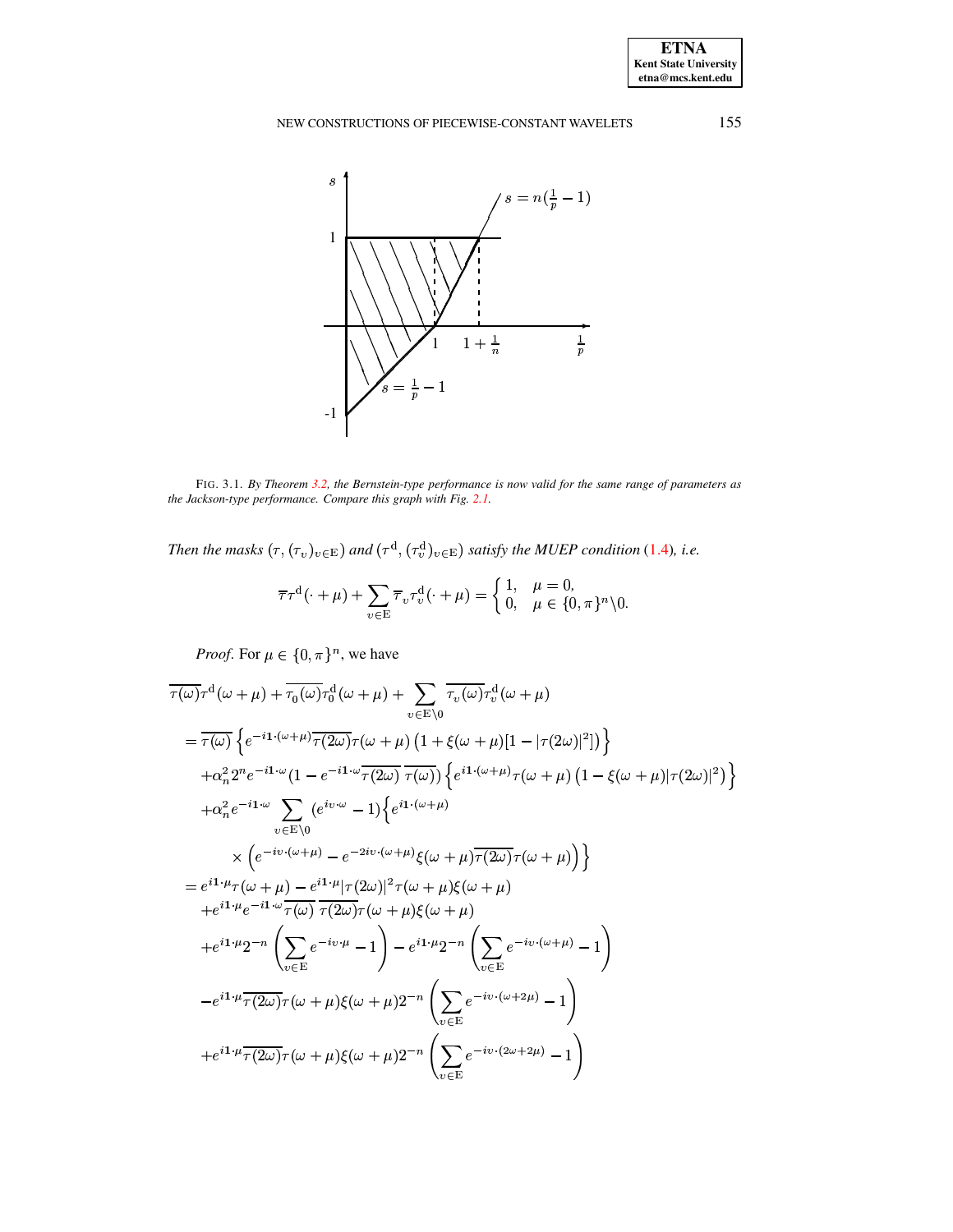FIG. 3.1. *By Theorem 3.2, the Bernstein-type performance is now valid for the same range of parameters as the Jackson-type performance. Compare this graph with Fig. 2.1.*

*Then the masks $(\tau, (\tau_v)_{v\in \mathrm{E}})$ and $(\tau^{\mathrm{d}}, (\tau_v^{\mathrm{d}})_{v\in \mathrm{E}})$ satisfy the MUEP condition (1.4), i.e.*

$$\overline{\tau}\tau^{\mathrm{d}}(\cdot+\mu) + \sum_{v\in \mathrm{E}} \overline{\tau}_v \tau_v^{\mathrm{d}}(\cdot+\mu) = \begin{cases} 1, & \mu = 0, \\ 0, & \mu \in \{0,\pi\}^n\backslash 0. \end{cases}$$

*Proof*. For $\mu \in \{0,\pi\}^n$, we have

$$\begin{aligned}
&\overline{\tau(\omega)}\tau^{\mathrm{d}}(\omega+\mu) + \overline{\tau_0(\omega)}\tau_0^{\mathrm{d}}(\omega+\mu) + \sum_{v\in \mathrm{E}\backslash 0} \overline{\tau_v(\omega)}\tau_v^{\mathrm{d}}(\omega+\mu) \\
&= \overline{\tau(\omega)}\left\{ e^{-i\mathbf{1}\cdot(\omega+\mu)}\overline{\tau(2\omega)}\tau(\omega+\mu)\left(1+\xi(\omega+\mu)[1-|\tau(2\omega)|^2]\right)\right\} \\
&\quad + \alpha_n^2 2^n e^{-i\mathbf{1}\cdot\omega}(1-e^{-i\mathbf{1}\cdot\omega}\overline{\tau(2\omega)}\,\overline{\tau(\omega)})\left\{e^{i\mathbf{1}\cdot(\omega+\mu)}\tau(\omega+\mu)\left(1-\xi(\omega+\mu)|\tau(2\omega)|^2\right)\right\} \\
&\quad + \alpha_n^2 e^{-i\mathbf{1}\cdot\omega}\sum_{v\in \mathrm{E}\backslash 0}(e^{iv\cdot\omega}-1)\Big\{e^{i\mathbf{1}\cdot(\omega+\mu)} \\
&\qquad \times \left(e^{-iv\cdot(\omega+\mu)} - e^{-2iv\cdot(\omega+\mu)}\xi(\omega+\mu)\overline{\tau(2\omega)}\tau(\omega+\mu)\right)\Big\} \\
&= e^{i\mathbf{1}\cdot\mu}\tau(\omega+\mu) - e^{i\mathbf{1}\cdot\mu}|\tau(2\omega)|^2\tau(\omega+\mu)\xi(\omega+\mu) \\
&\quad + e^{i\mathbf{1}\cdot\mu}e^{-i\mathbf{1}\cdot\omega}\overline{\tau(\omega)}\,\overline{\tau(2\omega)}\tau(\omega+\mu)\xi(\omega+\mu) \\
&\quad + e^{i\mathbf{1}\cdot\mu}2^{-n}\left(\sum_{v\in \mathrm{E}} e^{-iv\cdot\mu}-1\right) - e^{i\mathbf{1}\cdot\mu}2^{-n}\left(\sum_{v\in \mathrm{E}} e^{-iv\cdot(\omega+\mu)}-1\right) \\
&\quad - e^{i\mathbf{1}\cdot\mu}\overline{\tau(2\omega)}\tau(\omega+\mu)\xi(\omega+\mu)2^{-n}\left(\sum_{v\in \mathrm{E}} e^{-iv\cdot(\omega+2\mu)}-1\right) \\
&\quad + e^{i\mathbf{1}\cdot\mu}\overline{\tau(2\omega)}\tau(\omega+\mu)\xi(\omega+\mu)2^{-n}\left(\sum_{v\in \mathrm{E}} e^{-iv\cdot(2\omega+2\mu)}-1\right)
\end{aligned}$$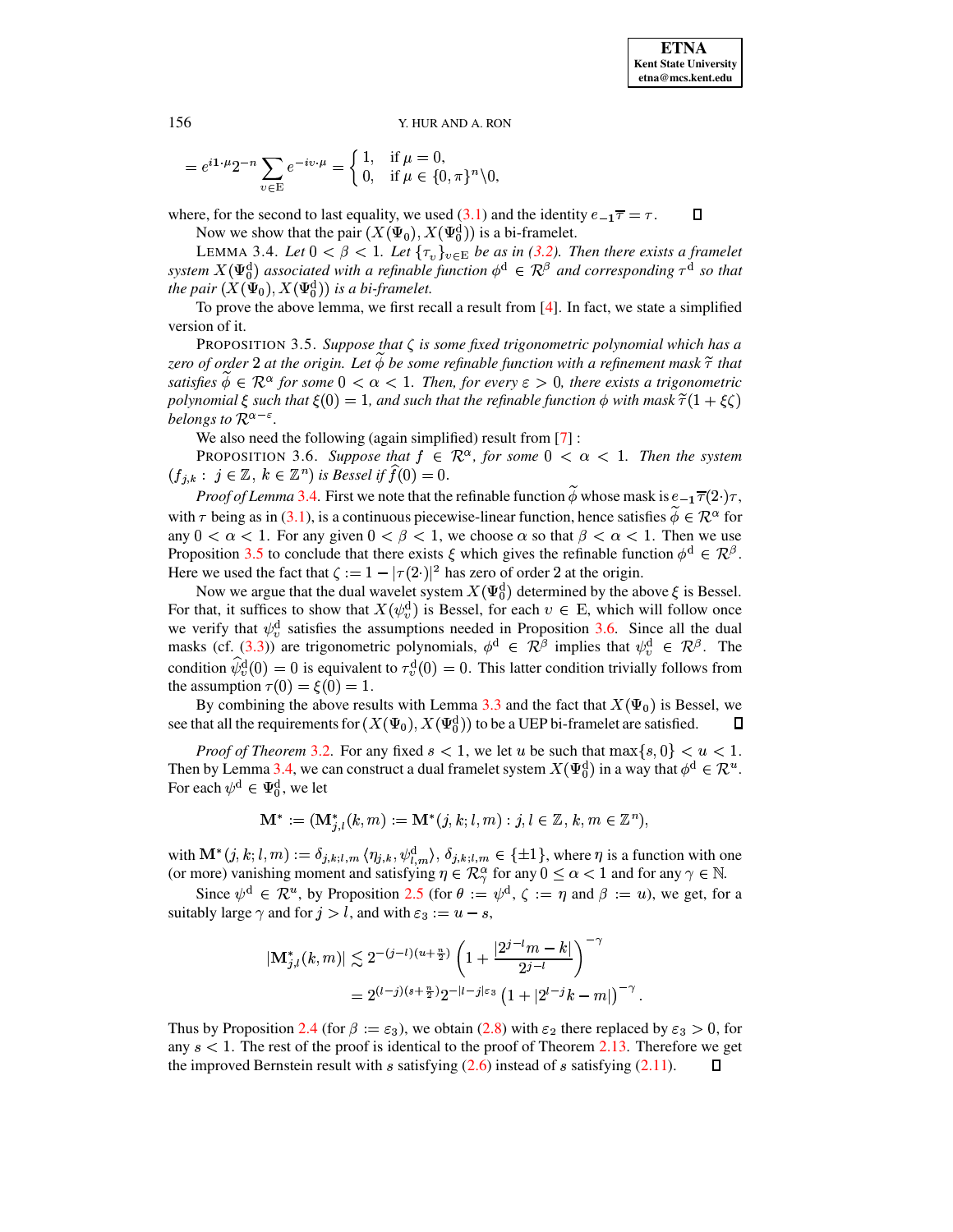$$= e^{i\mathbf{1}\cdot\mu} 2^{-n} \sum_{v\in \mathrm{E}} e^{-iv\cdot\mu} = \begin{cases} 1, & \text{if } \mu = 0, \\ 0, & \text{if } \mu \in \{0,\pi\}^n \backslash 0, \end{cases}$$

where, for the second to last equality, we used (3.1) and the identity $e_{-\mathbf{1}}\overline{\tau} = \tau$. $\square$

Now we show that the pair $(X(\Psi_0), X(\Psi_0^{\mathrm{d}}))$ is a bi-framelet.

LEMMA 3.4. *Let $0 < \beta < 1$. Let $\{\tau_v\}_{v\in \mathrm{E}}$ be as in (3.2). Then there exists a framelet system $X(\Psi_0^{\mathrm{d}})$ associated with a refinable function $\phi^{\mathrm{d}} \in \mathcal{R}^\beta$ and corresponding $\tau^{\mathrm{d}}$ so that the pair $(X(\Psi_0), X(\Psi_0^{\mathrm{d}}))$ is a bi-framelet.*

To prove the above lemma, we first recall a result from [4]. In fact, we state a simplified version of it.

PROPOSITION 3.5. *Suppose that $\zeta$ is some fixed trigonometric polynomial which has a zero of order 2 at the origin. Let $\widetilde{\phi}$ be some refinable function with a refinement mask $\widetilde{\tau}$ that satisfies $\widetilde{\phi} \in \mathcal{R}^\alpha$ for some $0 < \alpha < 1$. Then, for every $\varepsilon > 0$, there exists a trigonometric polynomial $\xi$ such that $\xi(0) = 1$, and such that the refinable function $\phi$ with mask $\widetilde{\tau}(1 + \xi\zeta)$ belongs to $\mathcal{R}^{\alpha-\varepsilon}$.*

We also need the following (again simplified) result from [7] :

PROPOSITION 3.6. *Suppose that $f \in \mathcal{R}^\alpha$, for some $0 < \alpha < 1$. Then the system $(f_{j,k} : j \in \mathbb{Z}, k \in \mathbb{Z}^n)$ is Bessel if $\widehat{f}(0) = 0$.*

*Proof of Lemma 3.4.* First we note that the refinable function $\widetilde{\phi}$ whose mask is $e_{-\mathbf{1}}\overline{\tau}(2\cdot)\tau$, with $\tau$ being as in (3.1), is a continuous piecewise-linear function, hence satisfies $\widetilde{\phi} \in \mathcal{R}^\alpha$ for any $0 < \alpha < 1$. For any given $0 < \beta < 1$, we choose $\alpha$ so that $\beta < \alpha < 1$. Then we use Proposition 3.5 to conclude that there exists $\xi$ which gives the refinable function $\phi^{\mathrm{d}} \in \mathcal{R}^\beta$. Here we used the fact that $\zeta := 1 - |\tau(2\cdot)|^2$ has zero of order 2 at the origin.

Now we argue that the dual wavelet system $X(\Psi_0^{\mathrm{d}})$ determined by the above $\xi$ is Bessel. For that, it suffices to show that $X(\psi_v^{\mathrm{d}})$ is Bessel, for each $v \in \mathrm{E}$, which will follow once we verify that $\psi_v^{\mathrm{d}}$ satisfies the assumptions needed in Proposition 3.6. Since all the dual masks (cf. (3.3)) are trigonometric polynomials, $\phi^{\mathrm{d}} \in \mathcal{R}^\beta$ implies that $\psi_v^{\mathrm{d}} \in \mathcal{R}^\beta$. The condition $\widehat{\psi_v^{\mathrm{d}}}(0) = 0$ is equivalent to $\tau_v^{\mathrm{d}}(0) = 0$. This latter condition trivially follows from the assumption $\tau(0) = \xi(0) = 1$.

By combining the above results with Lemma 3.3 and the fact that $X(\Psi_0)$ is Bessel, we see that all the requirements for $(X(\Psi_0), X(\Psi_0^{\mathrm{d}}))$ to be a UEP bi-framelet are satisfied. $\square$

*Proof of Theorem 3.2.* For any fixed $s < 1$, we let $u$ be such that $\max\{s, 0\} < u < 1$. Then by Lemma 3.4, we can construct a dual framelet system $X(\Psi_0^{\mathrm{d}})$ in a way that $\phi^{\mathrm{d}} \in \mathcal{R}^u$. For each $\psi^{\mathrm{d}} \in \Psi_0^{\mathrm{d}}$, we let

$$\mathbf{M}^* := (\mathbf{M}^*_{j,l}(k,m) := \mathbf{M}^*(j,k;l,m) : j,l \in \mathbb{Z},\, k,m \in \mathbb{Z}^n),$$

with $\mathbf{M}^*(j,k;l,m) := \delta_{j,k;l,m} \langle \eta_{j,k}, \psi^{\mathrm{d}}_{l,m} \rangle$, $\delta_{j,k;l,m} \in \{\pm 1\}$, where $\eta$ is a function with one (or more) vanishing moment and satisfying $\eta \in \mathcal{R}^\alpha_\gamma$ for any $0 \le \alpha < 1$ and for any $\gamma \in \mathbb{N}$.

Since $\psi^{\mathrm{d}} \in \mathcal{R}^u$, by Proposition 2.5 (for $\theta := \psi^{\mathrm{d}}$, $\zeta := \eta$ and $\beta := u$), we get, for a suitably large $\gamma$ and for $j > l$, and with $\varepsilon_3 := u - s$,

$$\begin{aligned} |\mathbf{M}^*_{j,l}(k,m)| &\lesssim 2^{-(j-l)(u+\frac{n}{2})} \left(1 + \frac{|2^{j-l}m - k|}{2^{j-l}}\right)^{-\gamma} \\ &= 2^{(l-j)(s+\frac{n}{2})} 2^{-|l-j|\varepsilon_3} \left(1 + |2^{l-j}k - m|\right)^{-\gamma}. \end{aligned}$$

Thus by Proposition 2.4 (for $\beta := \varepsilon_3$), we obtain (2.8) with $\varepsilon_2$ there replaced by $\varepsilon_3 > 0$, for any $s < 1$. The rest of the proof is identical to the proof of Theorem 2.13. Therefore we get the improved Bernstein result with $s$ satisfying (2.6) instead of $s$ satisfying (2.11). $\square$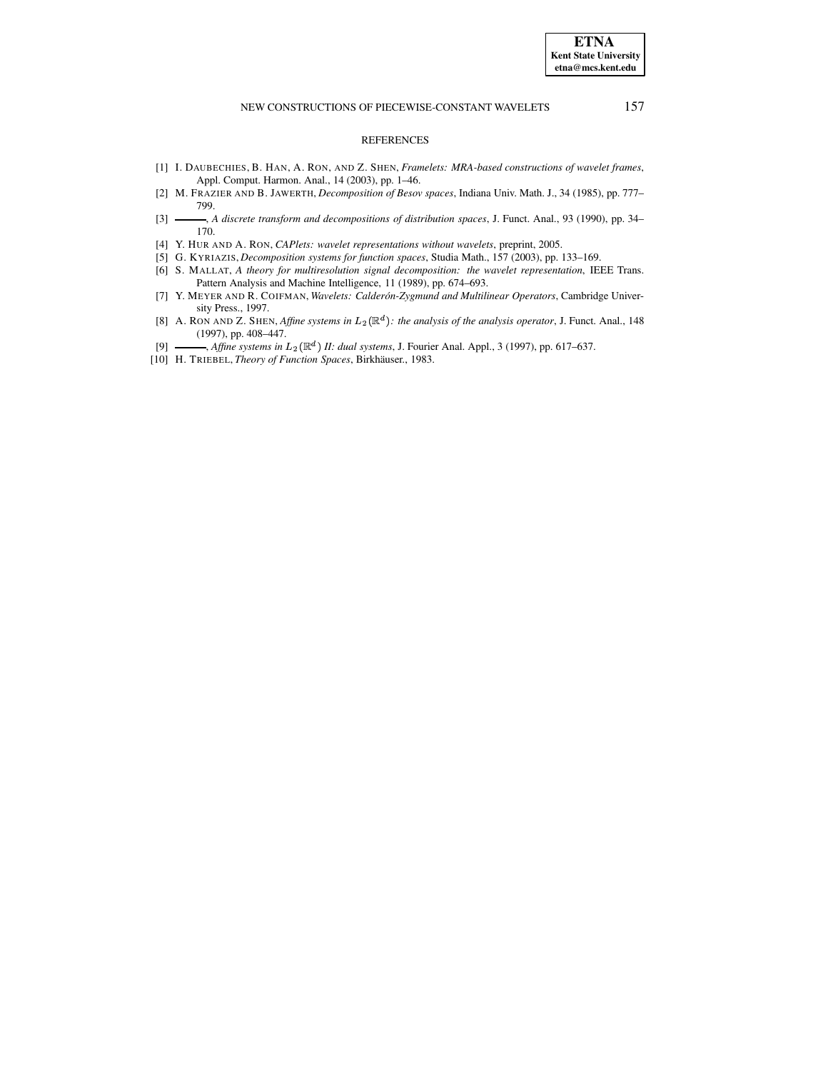## REFERENCES

[1] I. Daubechies, B. Han, A. Ron, and Z. Shen, *Framelets: MRA-based constructions of wavelet frames*, Appl. Comput. Harmon. Anal., 14 (2003), pp. 1–46.

[2] M. Frazier and B. Jawerth, *Decomposition of Besov spaces*, Indiana Univ. Math. J., 34 (1985), pp. 777–799.

[3] ———, *A discrete transform and decompositions of distribution spaces*, J. Funct. Anal., 93 (1990), pp. 34–170.

[4] Y. Hur and A. Ron, *CAPlets: wavelet representations without wavelets*, preprint, 2005.

[5] G. Kyriazis, *Decomposition systems for function spaces*, Studia Math., 157 (2003), pp. 133–169.

[6] S. Mallat, *A theory for multiresolution signal decomposition: the wavelet representation*, IEEE Trans. Pattern Analysis and Machine Intelligence, 11 (1989), pp. 674–693.

[7] Y. Meyer and R. Coifman, *Wavelets: Calderón-Zygmund and Multilinear Operators*, Cambridge University Press., 1997.

[8] A. Ron and Z. Shen, *Affine systems in $L_2(\mathbb{R}^d)$: the analysis of the analysis operator*, J. Funct. Anal., 148 (1997), pp. 408–447.

[9] ———, *Affine systems in $L_2(\mathbb{R}^d)$ II: dual systems*, J. Fourier Anal. Appl., 3 (1997), pp. 617–637.

[10] H. Triebel, *Theory of Function Spaces*, Birkhäuser., 1983.